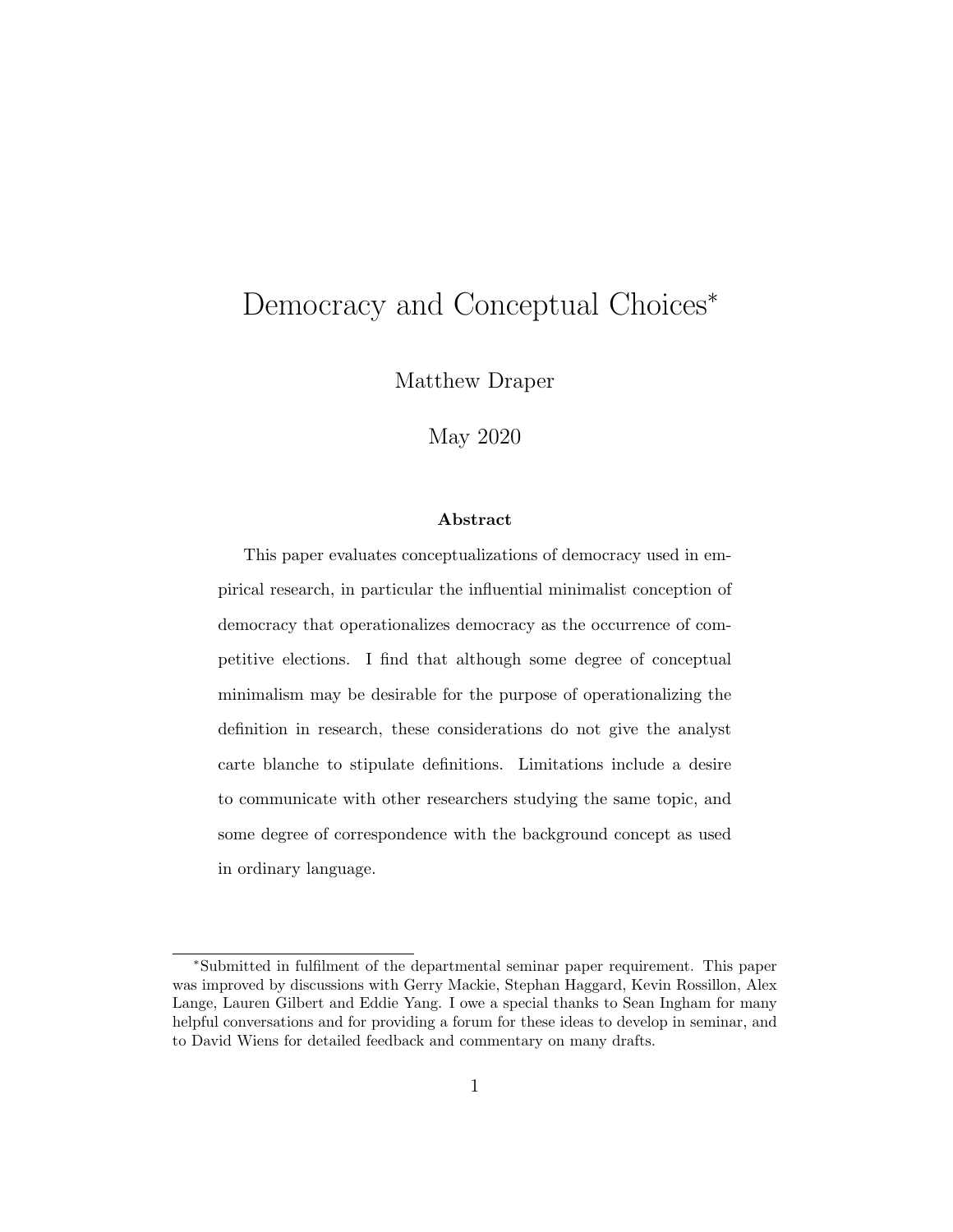# Democracy and Conceptual Choices*

Matthew Draper

May 2020

**Abstract**

This paper evaluates conceptualizations of democracy used in empirical research, in particular the influential minimalist conception of democracy that operationalizes democracy as the occurrence of competitive elections. I find that although some degree of conceptual minimalism may be desirable for the purpose of operationalizing the definition in research, these considerations do not give the analyst carte blanche to stipulate definitions. Limitations include a desire to communicate with other researchers studying the same topic, and some degree of correspondence with the background concept as used in ordinary language.

---

*Submitted in fulfilment of the departmental seminar paper requirement. This paper was improved by discussions with Gerry Mackie, Stephan Haggard, Kevin Rossillon, Alex Lange, Lauren Gilbert and Eddie Yang. I owe a special thanks to Sean Ingham for many helpful conversations and for providing a forum for these ideas to develop in seminar, and to David Wiens for detailed feedback and commentary on many drafts.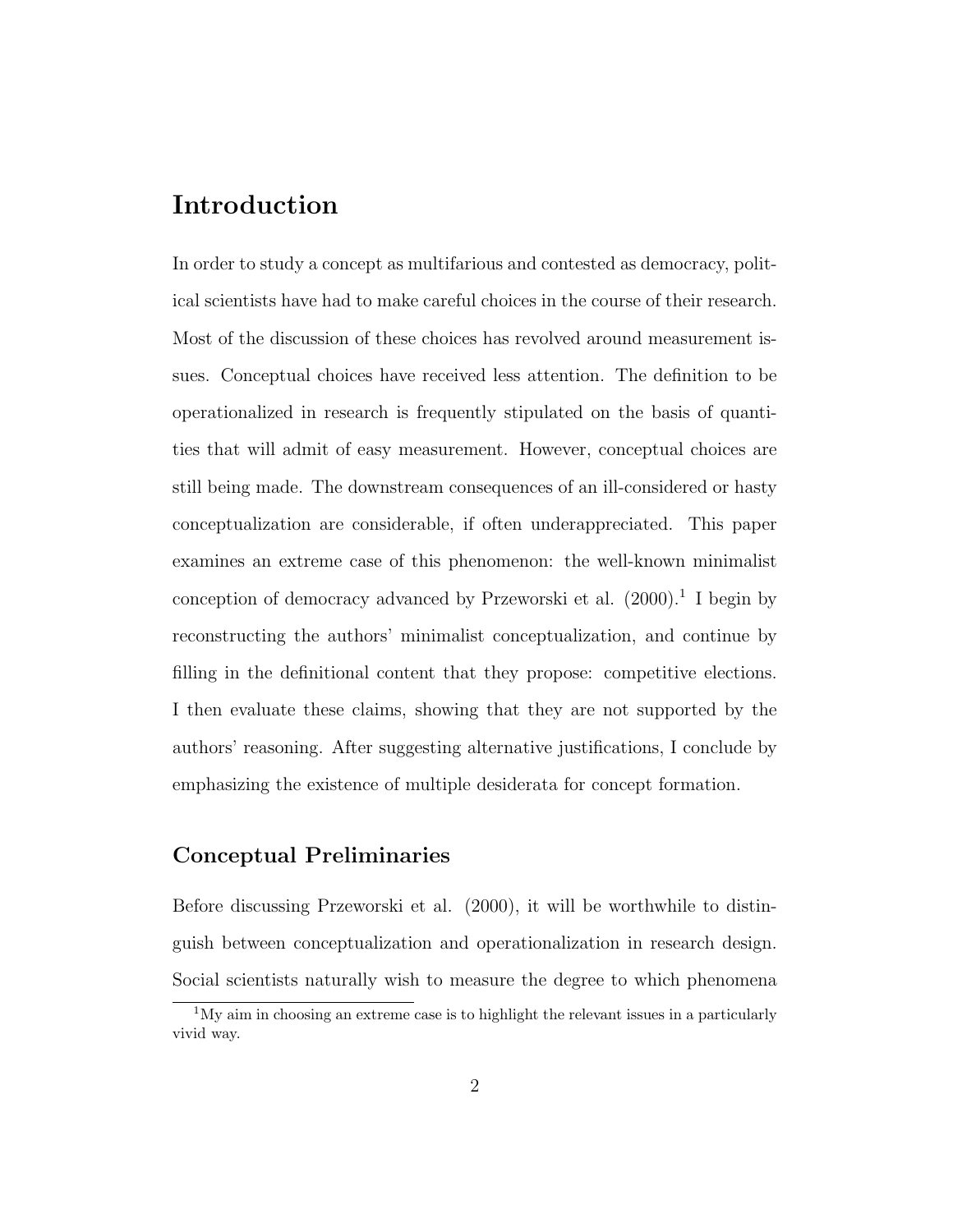# Introduction

In order to study a concept as multifarious and contested as democracy, political scientists have had to make careful choices in the course of their research. Most of the discussion of these choices has revolved around measurement issues. Conceptual choices have received less attention. The definition to be operationalized in research is frequently stipulated on the basis of quantities that will admit of easy measurement. However, conceptual choices are still being made. The downstream consequences of an ill-considered or hasty conceptualization are considerable, if often underappreciated. This paper examines an extreme case of this phenomenon: the well-known minimalist conception of democracy advanced by Przeworski et al. (2000).[1] I begin by reconstructing the authors' minimalist conceptualization, and continue by filling in the definitional content that they propose: competitive elections. I then evaluate these claims, showing that they are not supported by the authors' reasoning. After suggesting alternative justifications, I conclude by emphasizing the existence of multiple desiderata for concept formation.

## Conceptual Preliminaries

Before discussing Przeworski et al. (2000), it will be worthwhile to distinguish between conceptualization and operationalization in research design. Social scientists naturally wish to measure the degree to which phenomena

[1] My aim in choosing an extreme case is to highlight the relevant issues in a particularly vivid way.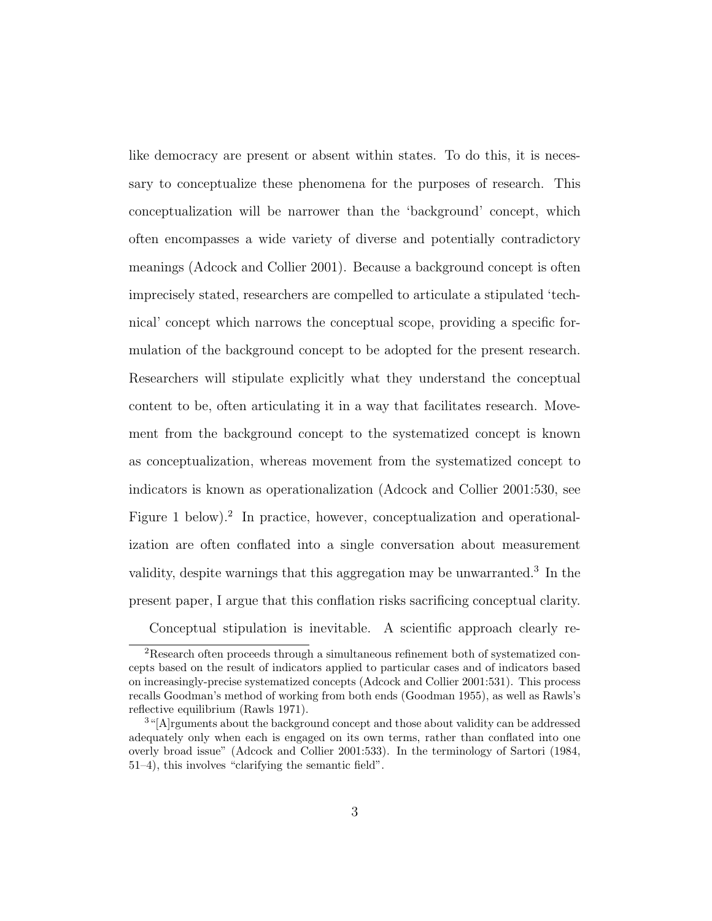like democracy are present or absent within states. To do this, it is necessary to conceptualize these phenomena for the purposes of research. This conceptualization will be narrower than the 'background' concept, which often encompasses a wide variety of diverse and potentially contradictory meanings (Adcock and Collier 2001). Because a background concept is often imprecisely stated, researchers are compelled to articulate a stipulated 'technical' concept which narrows the conceptual scope, providing a specific formulation of the background concept to be adopted for the present research. Researchers will stipulate explicitly what they understand the conceptual content to be, often articulating it in a way that facilitates research. Movement from the background concept to the systematized concept is known as conceptualization, whereas movement from the systematized concept to indicators is known as operationalization (Adcock and Collier 2001:530, see Figure 1 below).[2] In practice, however, conceptualization and operationalization are often conflated into a single conversation about measurement validity, despite warnings that this aggregation may be unwarranted.[3] In the present paper, I argue that this conflation risks sacrificing conceptual clarity.

Conceptual stipulation is inevitable. A scientific approach clearly re-

---

[2] Research often proceeds through a simultaneous refinement both of systematized concepts based on the result of indicators applied to particular cases and of indicators based on increasingly-precise systematized concepts (Adcock and Collier 2001:531). This process recalls Goodman's method of working from both ends (Goodman 1955), as well as Rawls's reflective equilibrium (Rawls 1971).

[3] "[A]rguments about the background concept and those about validity can be addressed adequately only when each is engaged on its own terms, rather than conflated into one overly broad issue" (Adcock and Collier 2001:533). In the terminology of Sartori (1984, 51–4), this involves "clarifying the semantic field".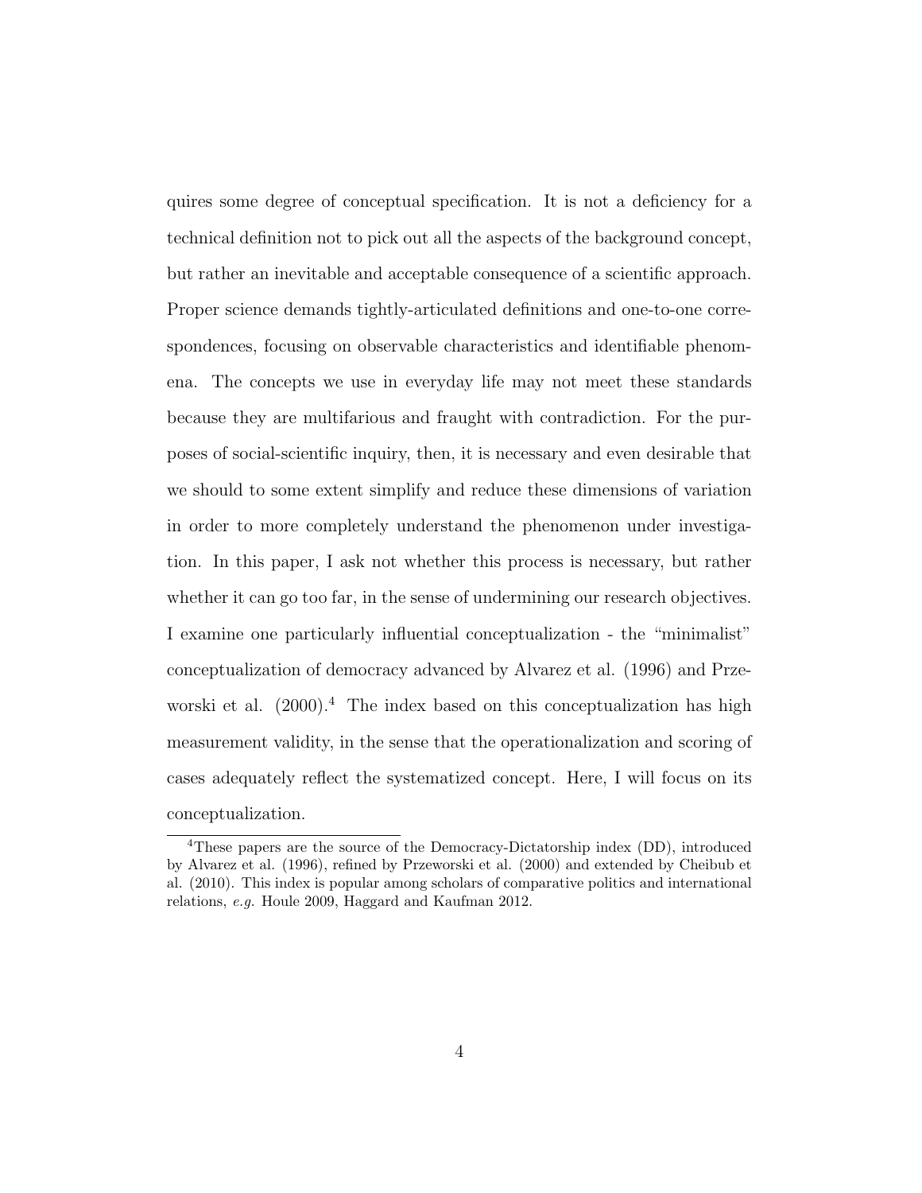quires some degree of conceptual specification. It is not a deficiency for a technical definition not to pick out all the aspects of the background concept, but rather an inevitable and acceptable consequence of a scientific approach. Proper science demands tightly-articulated definitions and one-to-one correspondences, focusing on observable characteristics and identifiable phenomena. The concepts we use in everyday life may not meet these standards because they are multifarious and fraught with contradiction. For the purposes of social-scientific inquiry, then, it is necessary and even desirable that we should to some extent simplify and reduce these dimensions of variation in order to more completely understand the phenomenon under investigation. In this paper, I ask not whether this process is necessary, but rather whether it can go too far, in the sense of undermining our research objectives. I examine one particularly influential conceptualization - the "minimalist" conceptualization of democracy advanced by Alvarez et al. (1996) and Przeworski et al. (2000).[4] The index based on this conceptualization has high measurement validity, in the sense that the operationalization and scoring of cases adequately reflect the systematized concept. Here, I will focus on its conceptualization.

---

[4]These papers are the source of the Democracy-Dictatorship index (DD), introduced by Alvarez et al. (1996), refined by Przeworski et al. (2000) and extended by Cheibub et al. (2010). This index is popular among scholars of comparative politics and international relations, *e.g.* Houle 2009, Haggard and Kaufman 2012.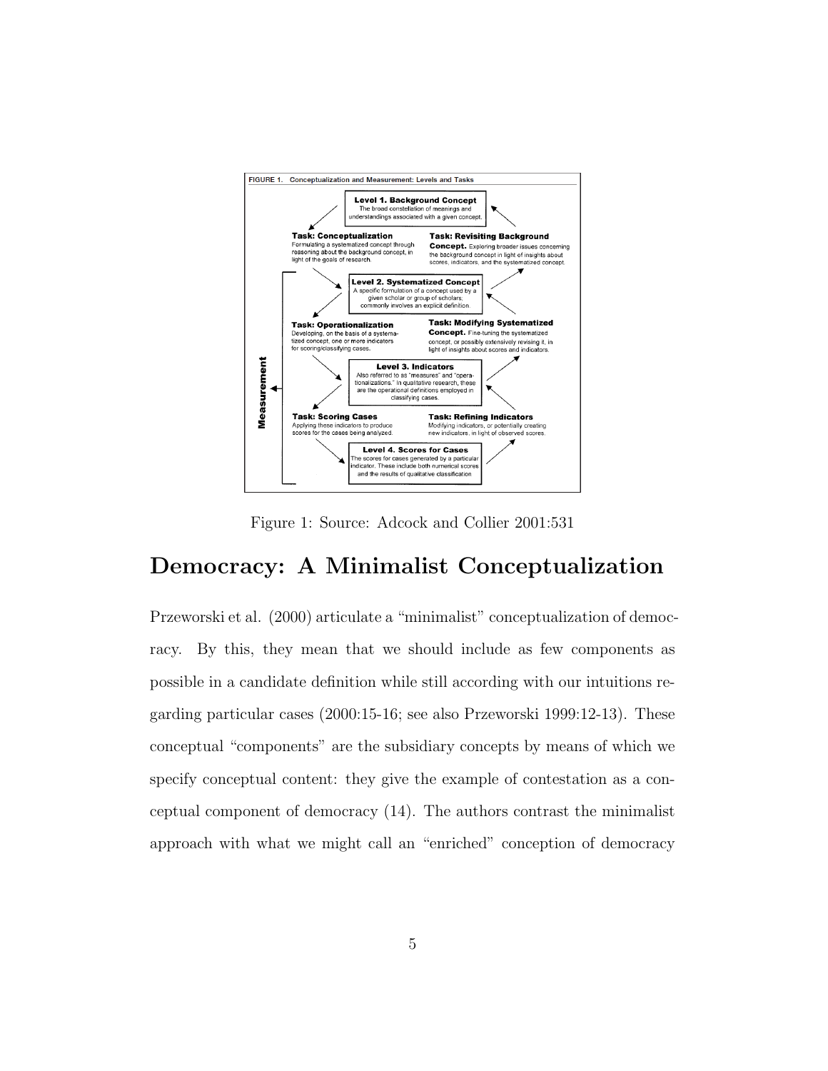FIGURE 1. Conceptualization and Measurement: Levels and Tasks

**Level 1. Background Concept**
The broad constellation of meanings and understandings associated with a given concept.

**Task: Conceptualization**
Formulating a systematized concept through reasoning about the background concept, in light of the goals of research.

**Task: Revisiting Background Concept.** Exploring broader issues concerning the background concept in light of insights about scores, indicators, and the systematized concept.

**Level 2. Systematized Concept**
A specific formulation of a concept used by a given scholar or group of scholars; commonly involves an explicit definition.

**Task: Operationalization**
Developing, on the basis of a systematized concept, one or more indicators for scoring/classifying cases.

**Task: Modifying Systematized Concept.** Fine-tuning the systematized concept, or possibly extensively revising it, in light of insights about scores and indicators.

**Level 3. Indicators**
Also referred to as "measures" and "operationalizations." In qualitative research, these are the operational definitions employed in classifying cases.

**Task: Scoring Cases**
Applying these indicators to produce scores for the cases being analyzed.

**Task: Refining Indicators**
Modifying indicators, or potentially creating new indicators, in light of observed scores.

**Level 4. Scores for Cases**
The scores for cases generated by a particular indicator. These include both numerical scores and the results of qualitative classification

Measurement

Figure 1: Source: Adcock and Collier 2001:531

## Democracy: A Minimalist Conceptualization

Przeworski et al. (2000) articulate a "minimalist" conceptualization of democracy. By this, they mean that we should include as few components as possible in a candidate definition while still according with our intuitions regarding particular cases (2000:15-16; see also Przeworski 1999:12-13). These conceptual "components" are the subsidiary concepts by means of which we specify conceptual content: they give the example of contestation as a conceptual component of democracy (14). The authors contrast the minimalist approach with what we might call an "enriched" conception of democracy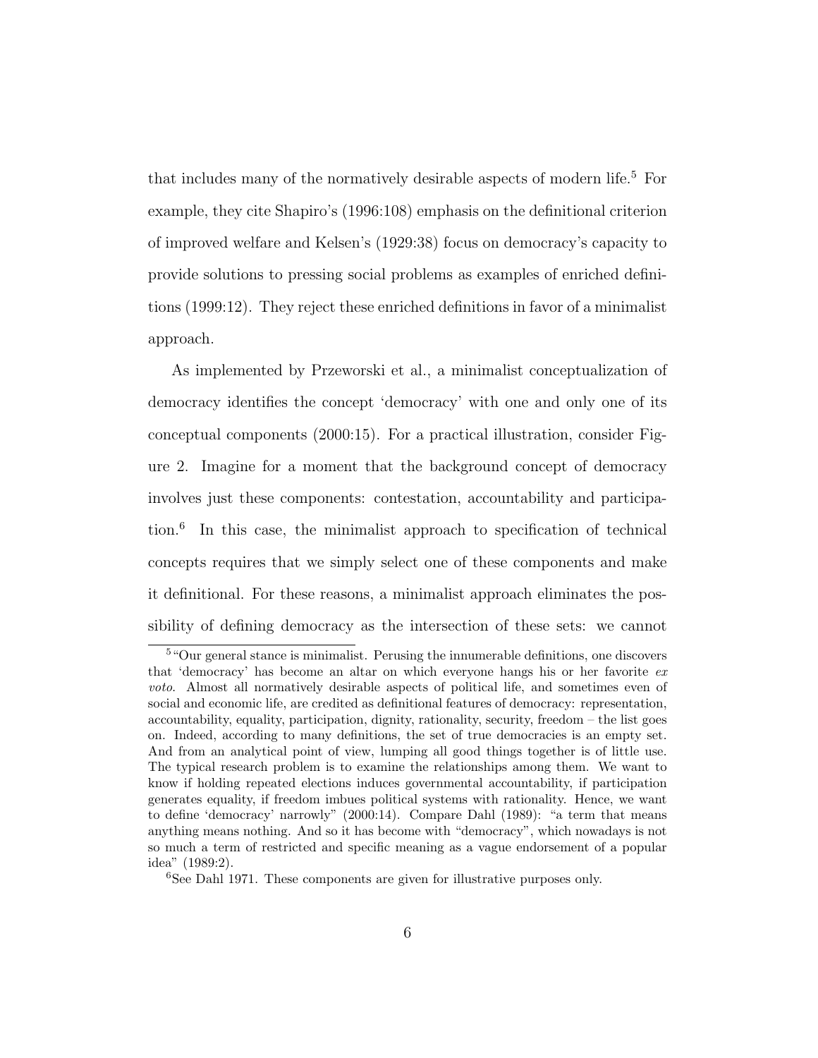that includes many of the normatively desirable aspects of modern life.[5] For example, they cite Shapiro's (1996:108) emphasis on the definitional criterion of improved welfare and Kelsen's (1929:38) focus on democracy's capacity to provide solutions to pressing social problems as examples of enriched definitions (1999:12). They reject these enriched definitions in favor of a minimalist approach.

As implemented by Przeworski et al., a minimalist conceptualization of democracy identifies the concept 'democracy' with one and only one of its conceptual components (2000:15). For a practical illustration, consider Figure 2. Imagine for a moment that the background concept of democracy involves just these components: contestation, accountability and participation.[6] In this case, the minimalist approach to specification of technical concepts requires that we simply select one of these components and make it definitional. For these reasons, a minimalist approach eliminates the possibility of defining democracy as the intersection of these sets: we cannot

[5] "Our general stance is minimalist. Perusing the innumerable definitions, one discovers that 'democracy' has become an altar on which everyone hangs his or her favorite *ex voto*. Almost all normatively desirable aspects of political life, and sometimes even of social and economic life, are credited as definitional features of democracy: representation, accountability, equality, participation, dignity, rationality, security, freedom – the list goes on. Indeed, according to many definitions, the set of true democracies is an empty set. And from an analytical point of view, lumping all good things together is of little use. The typical research problem is to examine the relationships among them. We want to know if holding repeated elections induces governmental accountability, if participation generates equality, if freedom imbues political systems with rationality. Hence, we want to define 'democracy' narrowly" (2000:14). Compare Dahl (1989): "a term that means anything means nothing. And so it has become with "democracy", which nowadays is not so much a term of restricted and specific meaning as a vague endorsement of a popular idea" (1989:2).

[6] See Dahl 1971. These components are given for illustrative purposes only.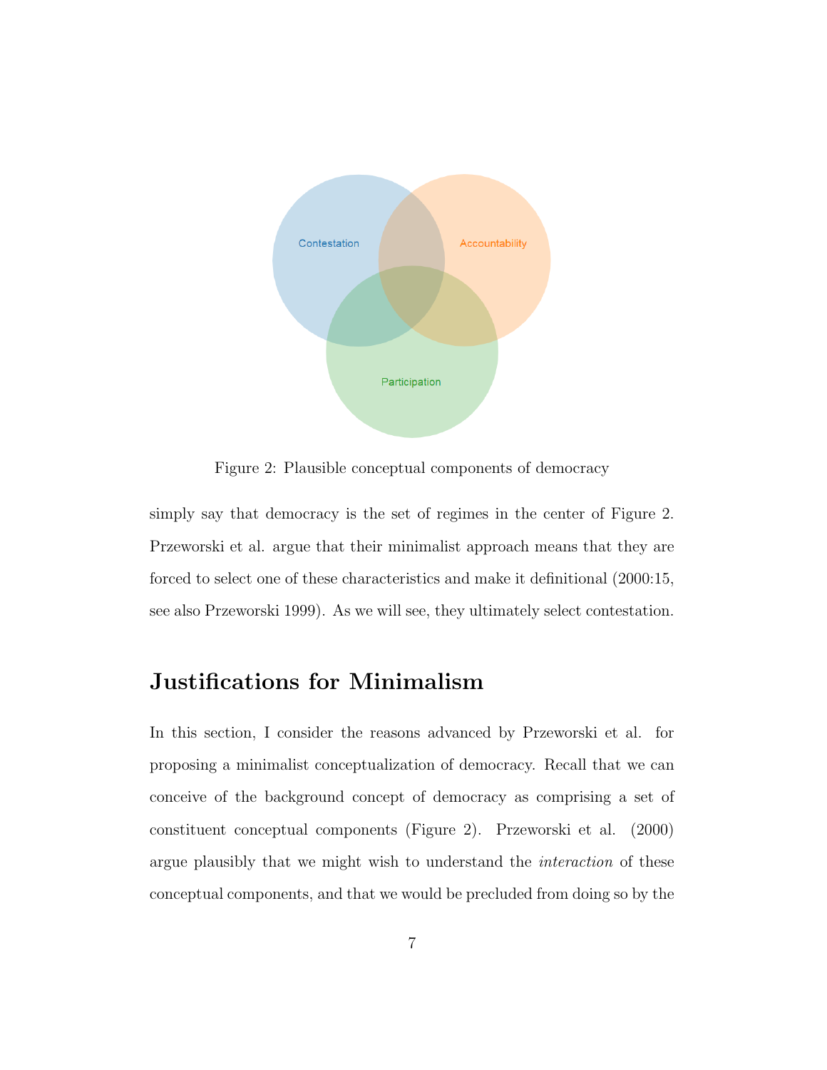Figure 2: Plausible conceptual components of democracy

simply say that democracy is the set of regimes in the center of Figure 2. Przeworski et al. argue that their minimalist approach means that they are forced to select one of these characteristics and make it definitional (2000:15, see also Przeworski 1999). As we will see, they ultimately select contestation.

## Justifications for Minimalism

In this section, I consider the reasons advanced by Przeworski et al. for proposing a minimalist conceptualization of democracy. Recall that we can conceive of the background concept of democracy as comprising a set of constituent conceptual components (Figure 2). Przeworski et al. (2000) argue plausibly that we might wish to understand the *interaction* of these conceptual components, and that we would be precluded from doing so by the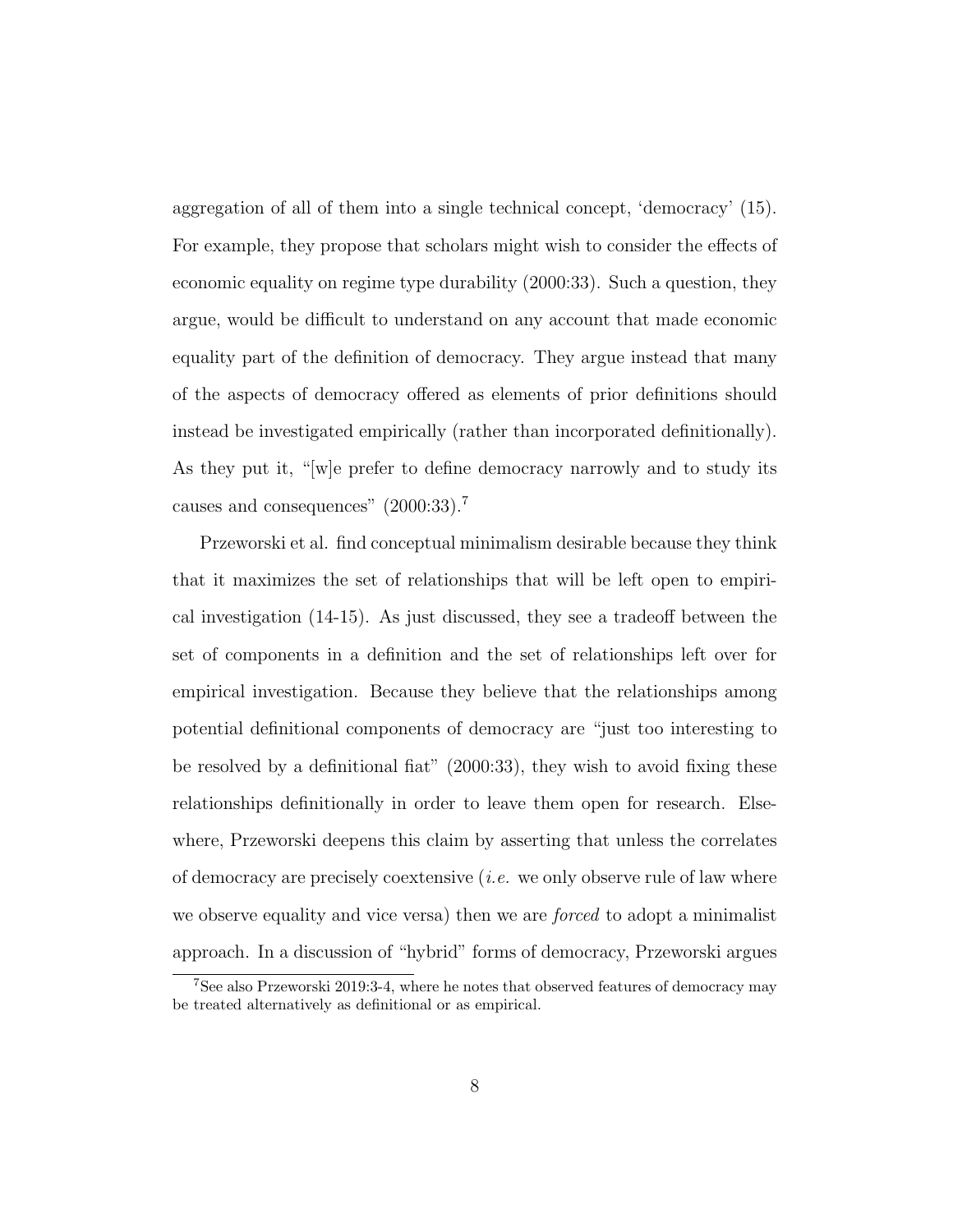aggregation of all of them into a single technical concept, 'democracy' (15). For example, they propose that scholars might wish to consider the effects of economic equality on regime type durability (2000:33). Such a question, they argue, would be difficult to understand on any account that made economic equality part of the definition of democracy. They argue instead that many of the aspects of democracy offered as elements of prior definitions should instead be investigated empirically (rather than incorporated definitionally). As they put it, "[w]e prefer to define democracy narrowly and to study its causes and consequences" (2000:33).[7]

Przeworski et al. find conceptual minimalism desirable because they think that it maximizes the set of relationships that will be left open to empirical investigation (14-15). As just discussed, they see a tradeoff between the set of components in a definition and the set of relationships left over for empirical investigation. Because they believe that the relationships among potential definitional components of democracy are "just too interesting to be resolved by a definitional fiat" (2000:33), they wish to avoid fixing these relationships definitionally in order to leave them open for research. Elsewhere, Przeworski deepens this claim by asserting that unless the correlates of democracy are precisely coextensive (*i.e.* we only observe rule of law where we observe equality and vice versa) then we are *forced* to adopt a minimalist approach. In a discussion of "hybrid" forms of democracy, Przeworski argues

[7]See also Przeworski 2019:3-4, where he notes that observed features of democracy may be treated alternatively as definitional or as empirical.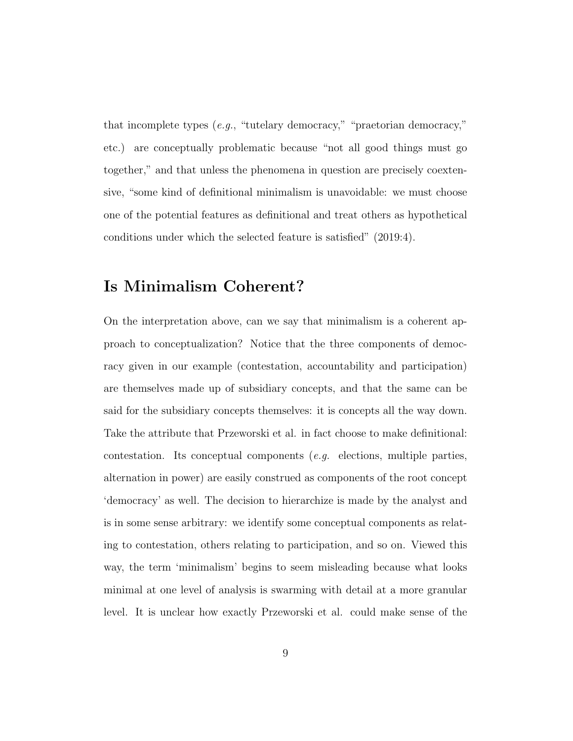that incomplete types (*e.g.*, "tutelary democracy," "praetorian democracy," etc.) are conceptually problematic because "not all good things must go together," and that unless the phenomena in question are precisely coextensive, "some kind of definitional minimalism is unavoidable: we must choose one of the potential features as definitional and treat others as hypothetical conditions under which the selected feature is satisfied" (2019:4).

## Is Minimalism Coherent?

On the interpretation above, can we say that minimalism is a coherent approach to conceptualization? Notice that the three components of democracy given in our example (contestation, accountability and participation) are themselves made up of subsidiary concepts, and that the same can be said for the subsidiary concepts themselves: it is concepts all the way down. Take the attribute that Przeworski et al. in fact choose to make definitional: contestation. Its conceptual components (*e.g.* elections, multiple parties, alternation in power) are easily construed as components of the root concept 'democracy' as well. The decision to hierarchize is made by the analyst and is in some sense arbitrary: we identify some conceptual components as relating to contestation, others relating to participation, and so on. Viewed this way, the term 'minimalism' begins to seem misleading because what looks minimal at one level of analysis is swarming with detail at a more granular level. It is unclear how exactly Przeworski et al. could make sense of the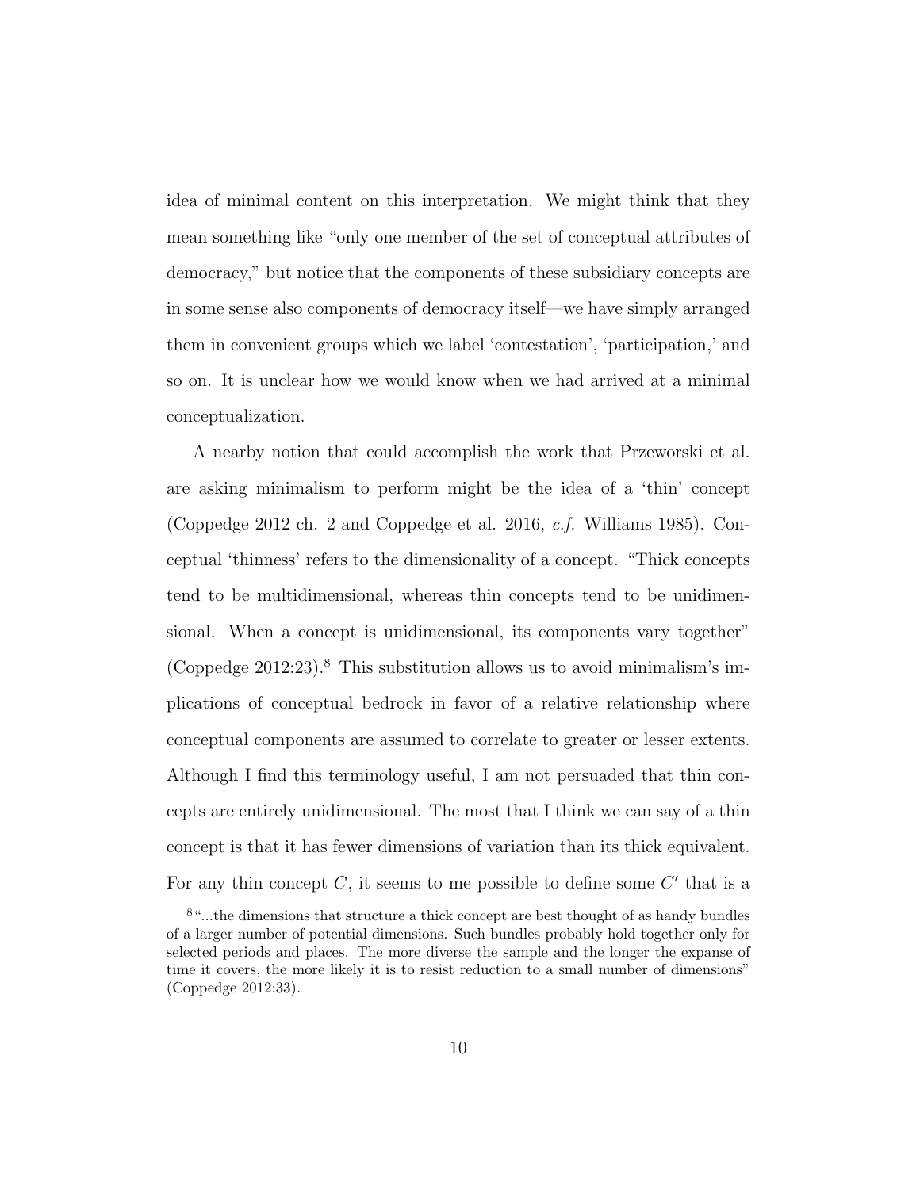idea of minimal content on this interpretation. We might think that they mean something like "only one member of the set of conceptual attributes of democracy," but notice that the components of these subsidiary concepts are in some sense also components of democracy itself—we have simply arranged them in convenient groups which we label 'contestation', 'participation,' and so on. It is unclear how we would know when we had arrived at a minimal conceptualization.

A nearby notion that could accomplish the work that Przeworski et al. are asking minimalism to perform might be the idea of a 'thin' concept (Coppedge 2012 ch. 2 and Coppedge et al. 2016, *c.f.* Williams 1985). Conceptual 'thinness' refers to the dimensionality of a concept. "Thick concepts tend to be multidimensional, whereas thin concepts tend to be unidimensional. When a concept is unidimensional, its components vary together" (Coppedge 2012:23).[8] This substitution allows us to avoid minimalism's implications of conceptual bedrock in favor of a relative relationship where conceptual components are assumed to correlate to greater or lesser extents. Although I find this terminology useful, I am not persuaded that thin concepts are entirely unidimensional. The most that I think we can say of a thin concept is that it has fewer dimensions of variation than its thick equivalent. For any thin concept $C$, it seems to me possible to define some $C'$ that is a

[8] "...the dimensions that structure a thick concept are best thought of as handy bundles of a larger number of potential dimensions. Such bundles probably hold together only for selected periods and places. The more diverse the sample and the longer the expanse of time it covers, the more likely it is to resist reduction to a small number of dimensions" (Coppedge 2012:33).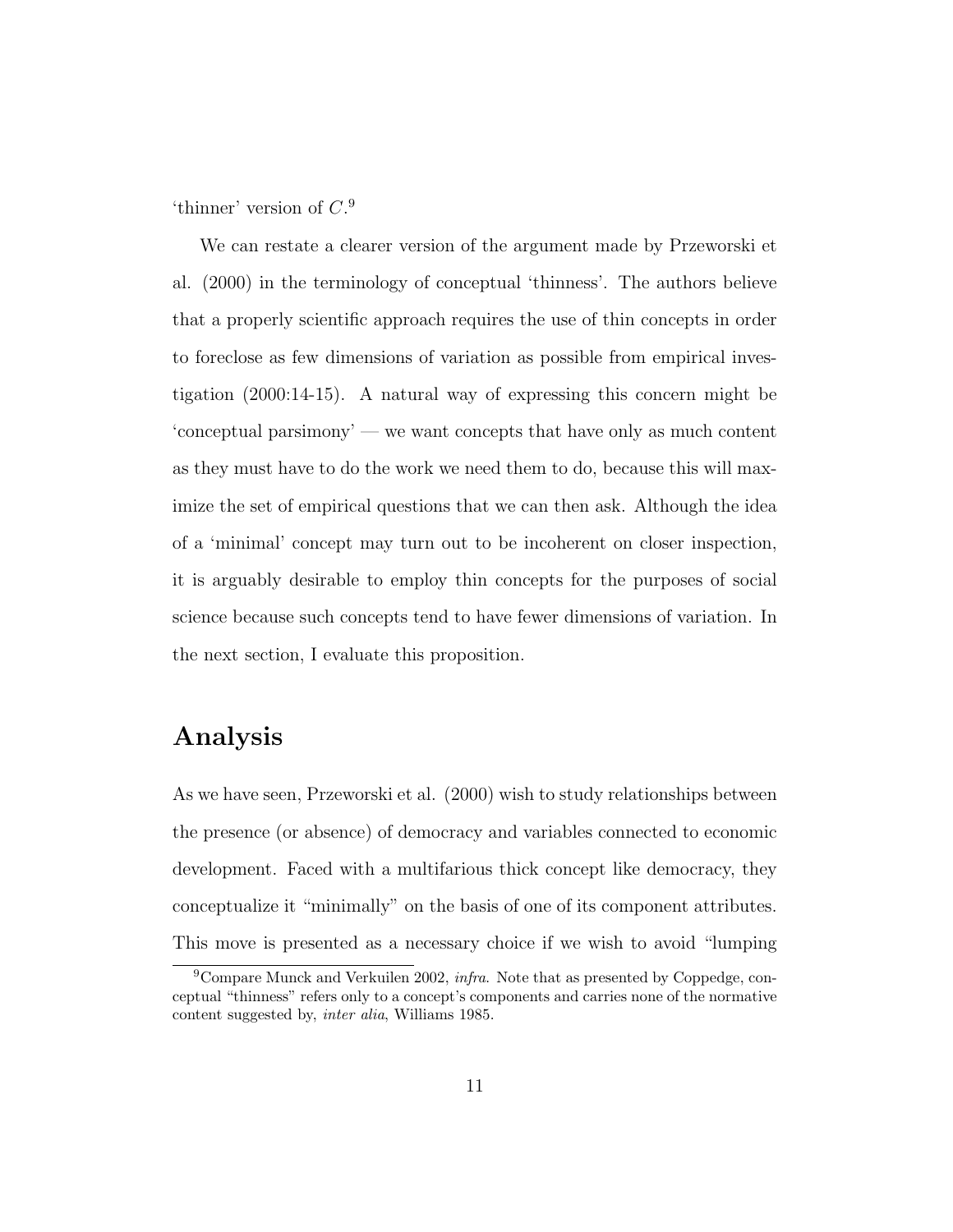'thinner' version of $C$.[9]

We can restate a clearer version of the argument made by Przeworski et al. (2000) in the terminology of conceptual 'thinness'. The authors believe that a properly scientific approach requires the use of thin concepts in order to foreclose as few dimensions of variation as possible from empirical investigation (2000:14-15). A natural way of expressing this concern might be 'conceptual parsimony' — we want concepts that have only as much content as they must have to do the work we need them to do, because this will maximize the set of empirical questions that we can then ask. Although the idea of a 'minimal' concept may turn out to be incoherent on closer inspection, it is arguably desirable to employ thin concepts for the purposes of social science because such concepts tend to have fewer dimensions of variation. In the next section, I evaluate this proposition.

## Analysis

As we have seen, Przeworski et al. (2000) wish to study relationships between the presence (or absence) of democracy and variables connected to economic development. Faced with a multifarious thick concept like democracy, they conceptualize it "minimally" on the basis of one of its component attributes. This move is presented as a necessary choice if we wish to avoid "lumping

[9] Compare Munck and Verkuilen 2002, *infra*. Note that as presented by Coppedge, conceptual "thinness" refers only to a concept's components and carries none of the normative content suggested by, *inter alia*, Williams 1985.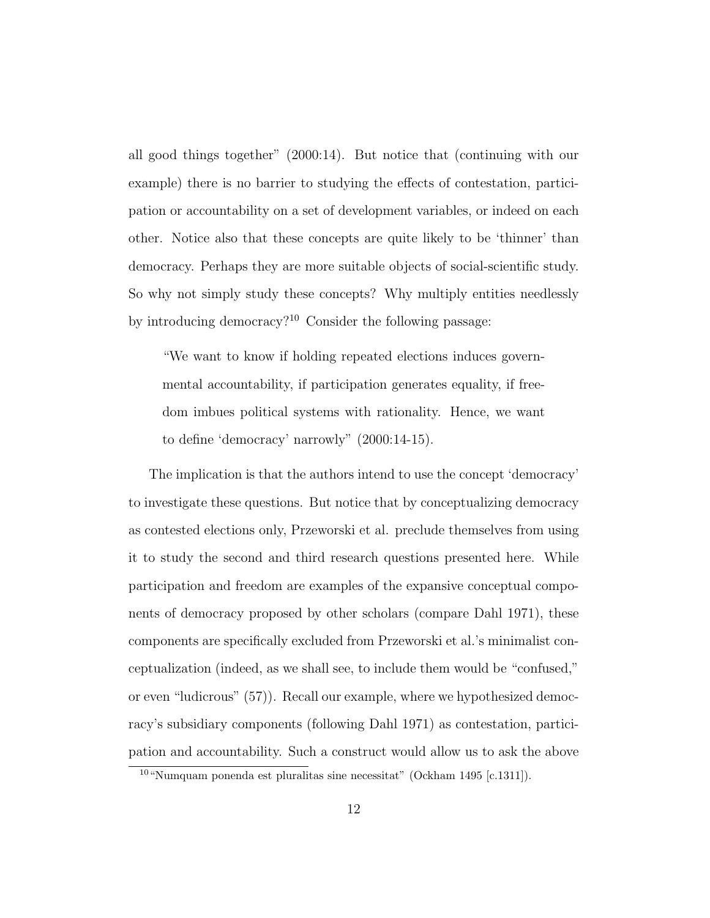all good things together" (2000:14). But notice that (continuing with our example) there is no barrier to studying the effects of contestation, participation or accountability on a set of development variables, or indeed on each other. Notice also that these concepts are quite likely to be 'thinner' than democracy. Perhaps they are more suitable objects of social-scientific study. So why not simply study these concepts? Why multiply entities needlessly by introducing democracy?[10] Consider the following passage:

> "We want to know if holding repeated elections induces governmental accountability, if participation generates equality, if freedom imbues political systems with rationality. Hence, we want to define 'democracy' narrowly" (2000:14-15).

The implication is that the authors intend to use the concept 'democracy' to investigate these questions. But notice that by conceptualizing democracy as contested elections only, Przeworski et al. preclude themselves from using it to study the second and third research questions presented here. While participation and freedom are examples of the expansive conceptual components of democracy proposed by other scholars (compare Dahl 1971), these components are specifically excluded from Przeworski et al.'s minimalist conceptualization (indeed, as we shall see, to include them would be "confused," or even "ludicrous" (57)). Recall our example, where we hypothesized democracy's subsidiary components (following Dahl 1971) as contestation, participation and accountability. Such a construct would allow us to ask the above

[10] "Numquam ponenda est pluralitas sine necessitat" (Ockham 1495 [c.1311]).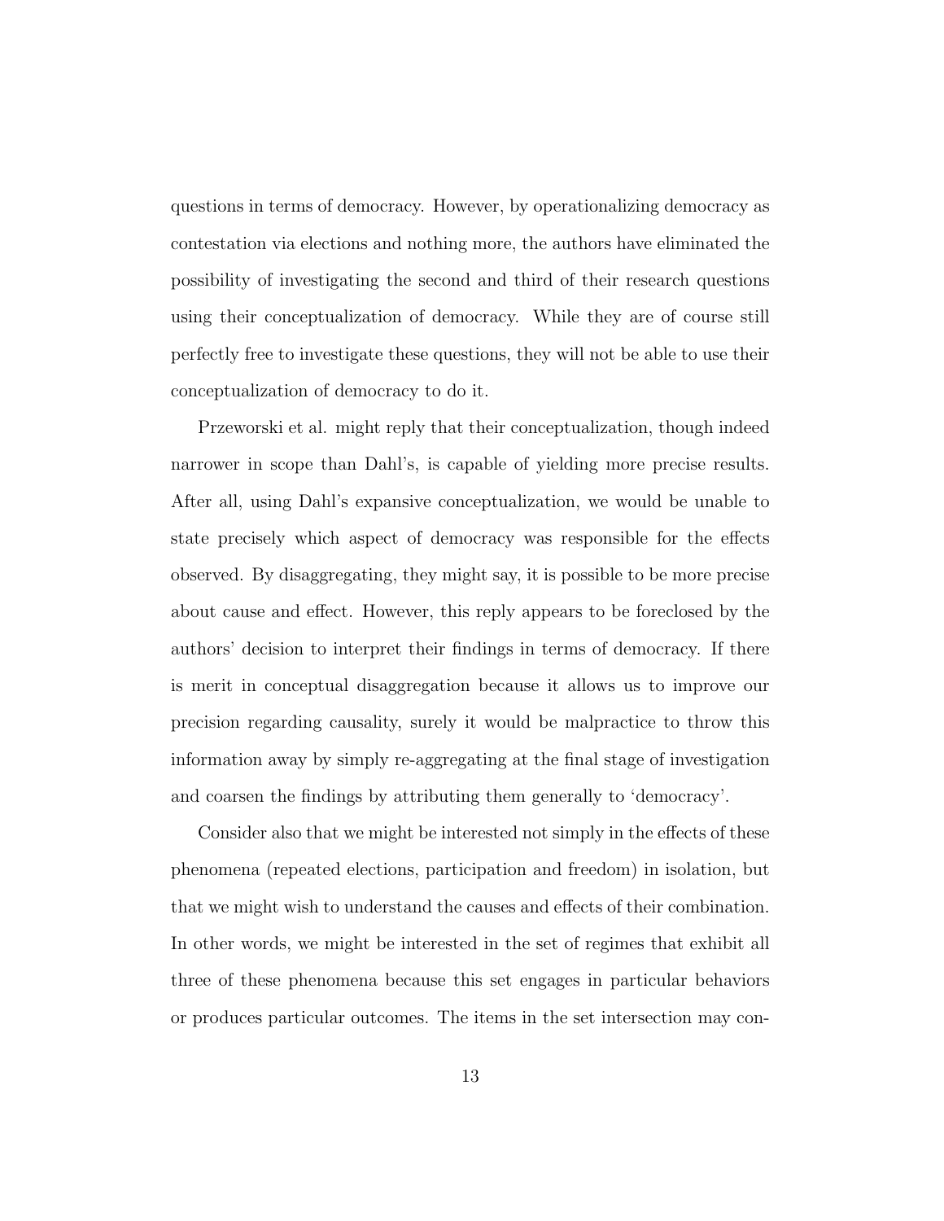questions in terms of democracy. However, by operationalizing democracy as contestation via elections and nothing more, the authors have eliminated the possibility of investigating the second and third of their research questions using their conceptualization of democracy. While they are of course still perfectly free to investigate these questions, they will not be able to use their conceptualization of democracy to do it.

Przeworski et al. might reply that their conceptualization, though indeed narrower in scope than Dahl's, is capable of yielding more precise results. After all, using Dahl's expansive conceptualization, we would be unable to state precisely which aspect of democracy was responsible for the effects observed. By disaggregating, they might say, it is possible to be more precise about cause and effect. However, this reply appears to be foreclosed by the authors' decision to interpret their findings in terms of democracy. If there is merit in conceptual disaggregation because it allows us to improve our precision regarding causality, surely it would be malpractice to throw this information away by simply re-aggregating at the final stage of investigation and coarsen the findings by attributing them generally to 'democracy'.

Consider also that we might be interested not simply in the effects of these phenomena (repeated elections, participation and freedom) in isolation, but that we might wish to understand the causes and effects of their combination. In other words, we might be interested in the set of regimes that exhibit all three of these phenomena because this set engages in particular behaviors or produces particular outcomes. The items in the set intersection may con-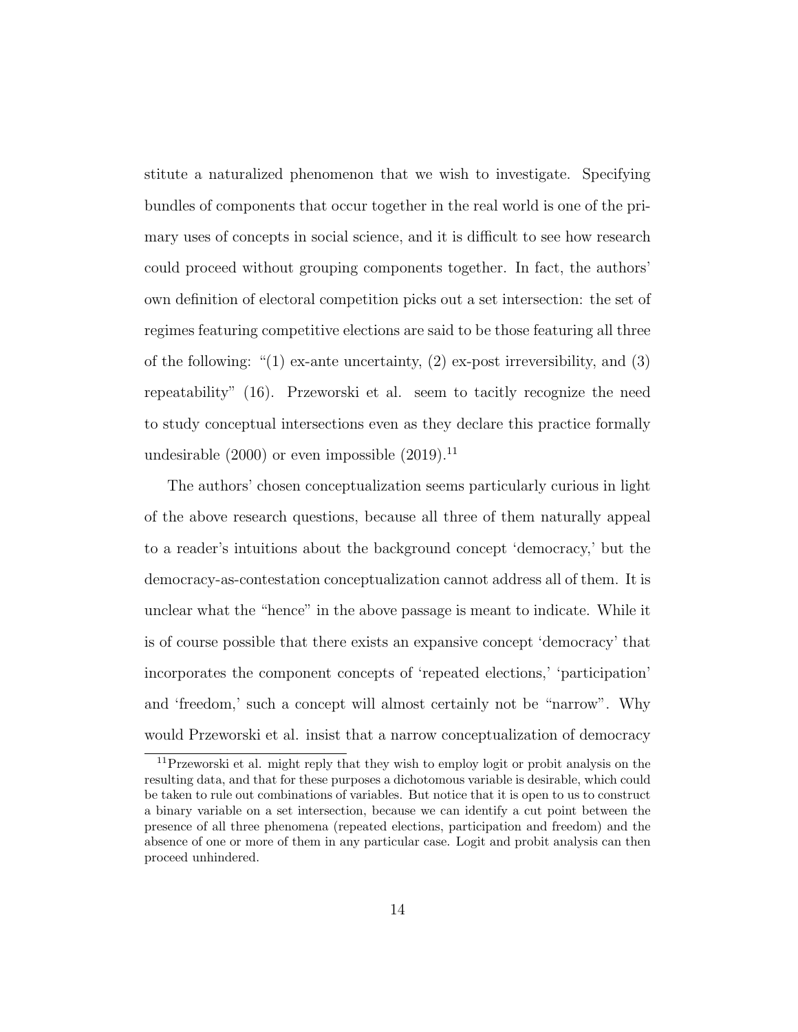stitute a naturalized phenomenon that we wish to investigate. Specifying bundles of components that occur together in the real world is one of the primary uses of concepts in social science, and it is difficult to see how research could proceed without grouping components together. In fact, the authors' own definition of electoral competition picks out a set intersection: the set of regimes featuring competitive elections are said to be those featuring all three of the following: "(1) ex-ante uncertainty, (2) ex-post irreversibility, and (3) repeatability" (16). Przeworski et al. seem to tacitly recognize the need to study conceptual intersections even as they declare this practice formally undesirable (2000) or even impossible (2019).[11]

The authors' chosen conceptualization seems particularly curious in light of the above research questions, because all three of them naturally appeal to a reader's intuitions about the background concept 'democracy,' but the democracy-as-contestation conceptualization cannot address all of them. It is unclear what the "hence" in the above passage is meant to indicate. While it is of course possible that there exists an expansive concept 'democracy' that incorporates the component concepts of 'repeated elections,' 'participation' and 'freedom,' such a concept will almost certainly not be "narrow". Why would Przeworski et al. insist that a narrow conceptualization of democracy

[11] Przeworski et al. might reply that they wish to employ logit or probit analysis on the resulting data, and that for these purposes a dichotomous variable is desirable, which could be taken to rule out combinations of variables. But notice that it is open to us to construct a binary variable on a set intersection, because we can identify a cut point between the presence of all three phenomena (repeated elections, participation and freedom) and the absence of one or more of them in any particular case. Logit and probit analysis can then proceed unhindered.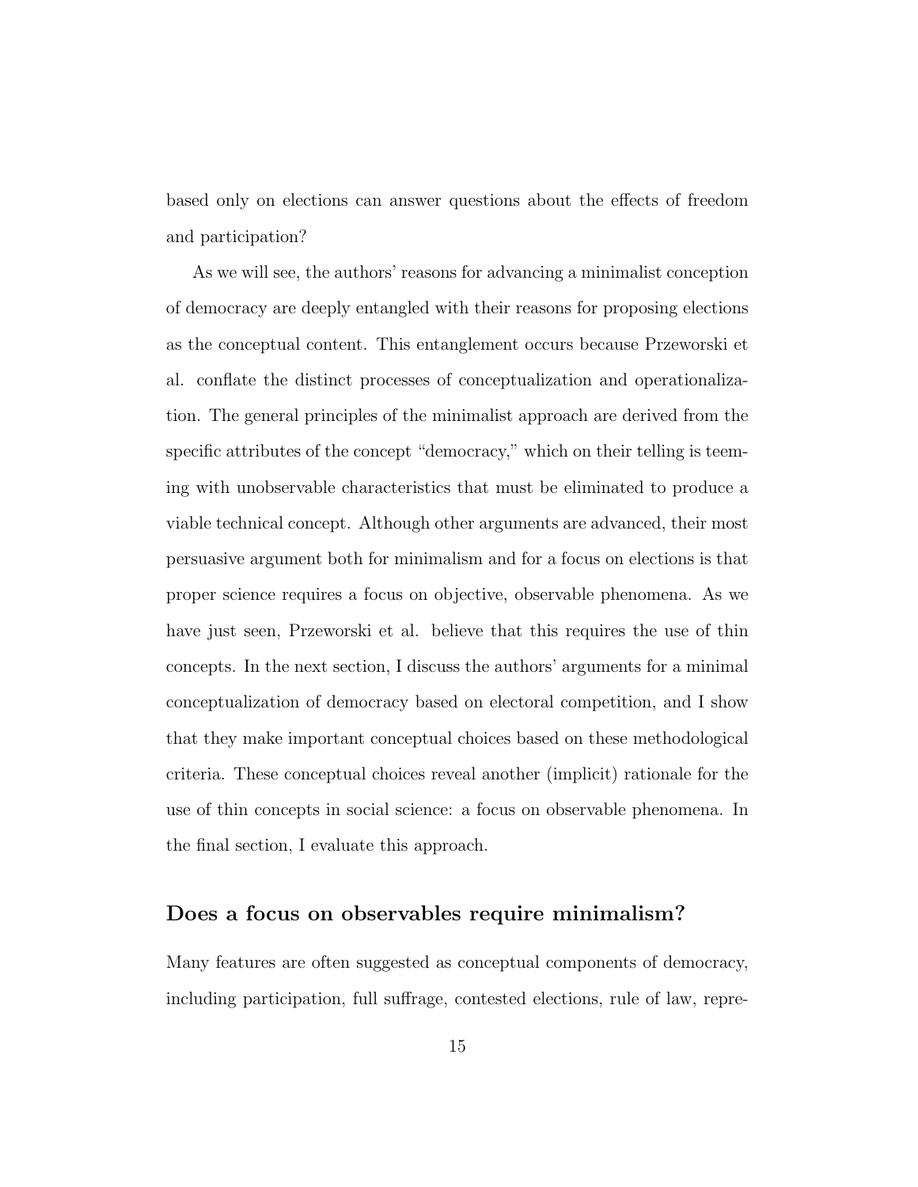based only on elections can answer questions about the effects of freedom and participation?

As we will see, the authors' reasons for advancing a minimalist conception of democracy are deeply entangled with their reasons for proposing elections as the conceptual content. This entanglement occurs because Przeworski et al. conflate the distinct processes of conceptualization and operationalization. The general principles of the minimalist approach are derived from the specific attributes of the concept "democracy," which on their telling is teeming with unobservable characteristics that must be eliminated to produce a viable technical concept. Although other arguments are advanced, their most persuasive argument both for minimalism and for a focus on elections is that proper science requires a focus on objective, observable phenomena. As we have just seen, Przeworski et al. believe that this requires the use of thin concepts. In the next section, I discuss the authors' arguments for a minimal conceptualization of democracy based on electoral competition, and I show that they make important conceptual choices based on these methodological criteria. These conceptual choices reveal another (implicit) rationale for the use of thin concepts in social science: a focus on observable phenomena. In the final section, I evaluate this approach.

## Does a focus on observables require minimalism?

Many features are often suggested as conceptual components of democracy, including participation, full suffrage, contested elections, rule of law, repre-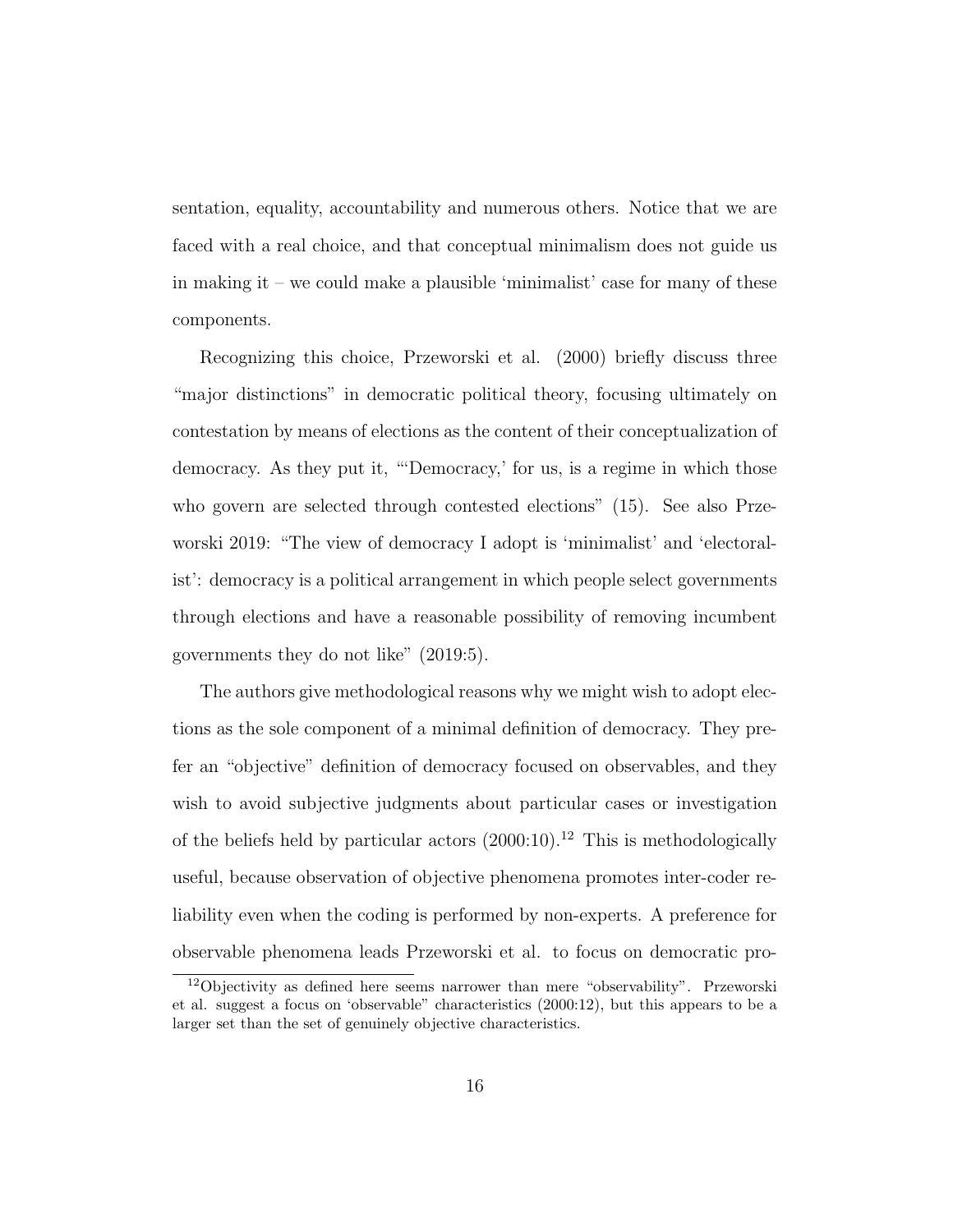sentation, equality, accountability and numerous others. Notice that we are faced with a real choice, and that conceptual minimalism does not guide us in making it – we could make a plausible 'minimalist' case for many of these components.

Recognizing this choice, Przeworski et al. (2000) briefly discuss three "major distinctions" in democratic political theory, focusing ultimately on contestation by means of elections as the content of their conceptualization of democracy. As they put it, "'Democracy,' for us, is a regime in which those who govern are selected through contested elections" (15). See also Przeworski 2019: "The view of democracy I adopt is 'minimalist' and 'electoralist': democracy is a political arrangement in which people select governments through elections and have a reasonable possibility of removing incumbent governments they do not like" (2019:5).

The authors give methodological reasons why we might wish to adopt elections as the sole component of a minimal definition of democracy. They prefer an "objective" definition of democracy focused on observables, and they wish to avoid subjective judgments about particular cases or investigation of the beliefs held by particular actors (2000:10).[12] This is methodologically useful, because observation of objective phenomena promotes inter-coder reliability even when the coding is performed by non-experts. A preference for observable phenomena leads Przeworski et al. to focus on democratic pro-

[12] Objectivity as defined here seems narrower than mere "observability". Przeworski et al. suggest a focus on 'observable" characteristics (2000:12), but this appears to be a larger set than the set of genuinely objective characteristics.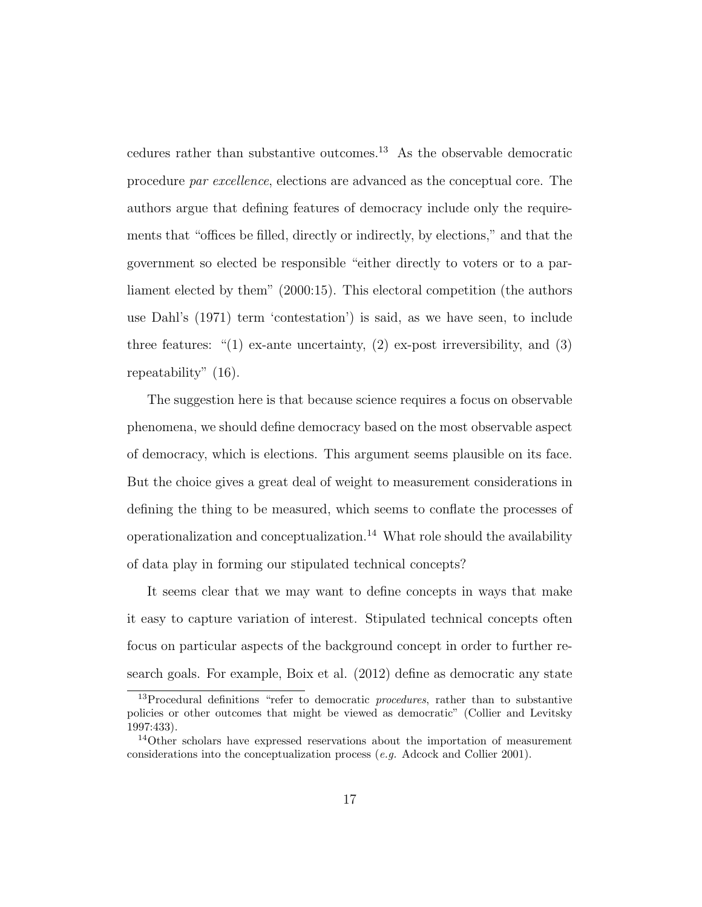cedures rather than substantive outcomes.[13] As the observable democratic procedure *par excellence*, elections are advanced as the conceptual core. The authors argue that defining features of democracy include only the requirements that "offices be filled, directly or indirectly, by elections," and that the government so elected be responsible "either directly to voters or to a parliament elected by them" (2000:15). This electoral competition (the authors use Dahl's (1971) term 'contestation') is said, as we have seen, to include three features: "(1) ex-ante uncertainty, (2) ex-post irreversibility, and (3) repeatability" (16).

The suggestion here is that because science requires a focus on observable phenomena, we should define democracy based on the most observable aspect of democracy, which is elections. This argument seems plausible on its face. But the choice gives a great deal of weight to measurement considerations in defining the thing to be measured, which seems to conflate the processes of operationalization and conceptualization.[14] What role should the availability of data play in forming our stipulated technical concepts?

It seems clear that we may want to define concepts in ways that make it easy to capture variation of interest. Stipulated technical concepts often focus on particular aspects of the background concept in order to further research goals. For example, Boix et al. (2012) define as democratic any state

[13] Procedural definitions "refer to democratic *procedures*, rather than to substantive policies or other outcomes that might be viewed as democratic" (Collier and Levitsky 1997:433).

[14] Other scholars have expressed reservations about the importation of measurement considerations into the conceptualization process (*e.g.* Adcock and Collier 2001).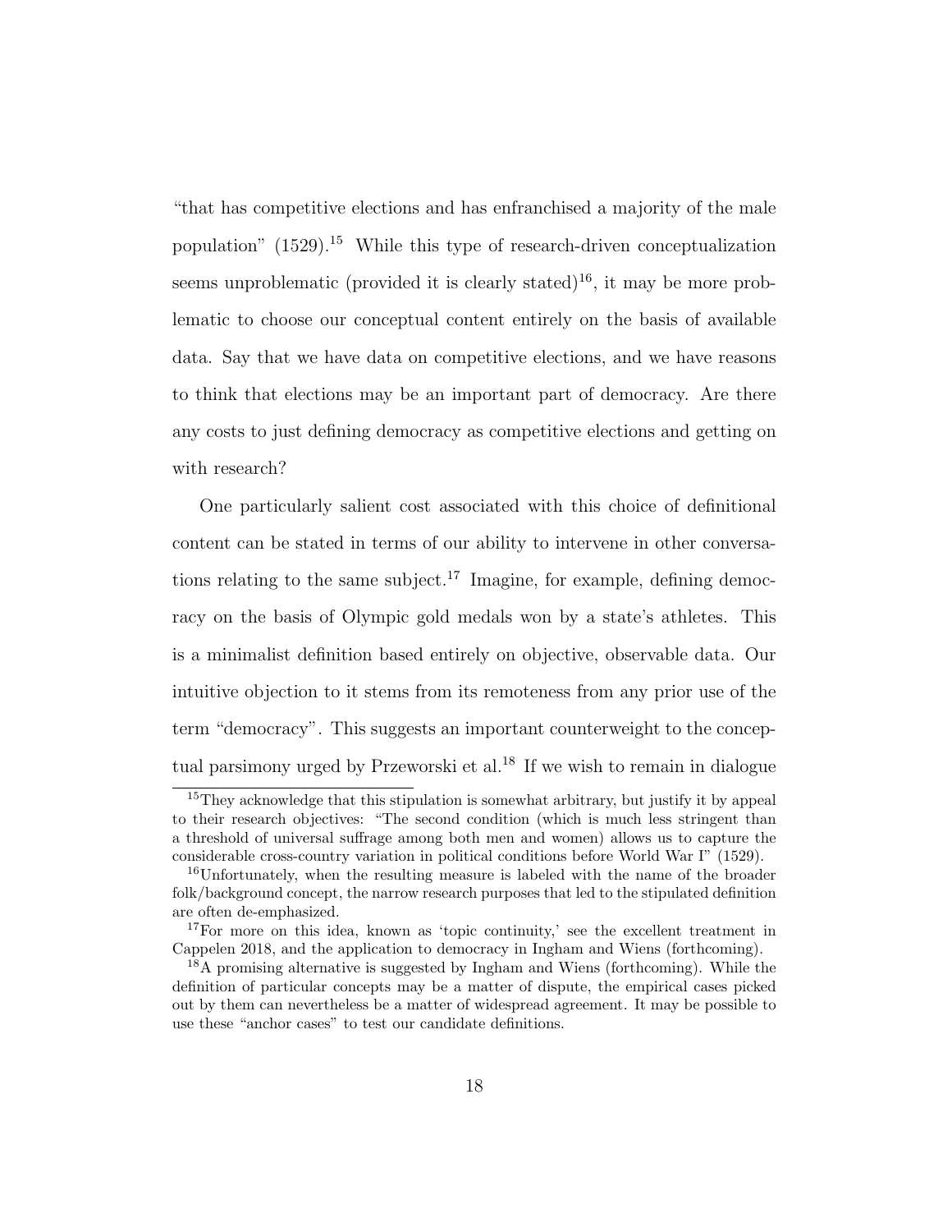"that has competitive elections and has enfranchised a majority of the male population" (1529).[15] While this type of research-driven conceptualization seems unproblematic (provided it is clearly stated)[16], it may be more problematic to choose our conceptual content entirely on the basis of available data. Say that we have data on competitive elections, and we have reasons to think that elections may be an important part of democracy. Are there any costs to just defining democracy as competitive elections and getting on with research?

One particularly salient cost associated with this choice of definitional content can be stated in terms of our ability to intervene in other conversations relating to the same subject.[17] Imagine, for example, defining democracy on the basis of Olympic gold medals won by a state's athletes. This is a minimalist definition based entirely on objective, observable data. Our intuitive objection to it stems from its remoteness from any prior use of the term "democracy". This suggests an important counterweight to the conceptual parsimony urged by Przeworski et al.[18] If we wish to remain in dialogue

[15] They acknowledge that this stipulation is somewhat arbitrary, but justify it by appeal to their research objectives: "The second condition (which is much less stringent than a threshold of universal suffrage among both men and women) allows us to capture the considerable cross-country variation in political conditions before World War I" (1529).

[16] Unfortunately, when the resulting measure is labeled with the name of the broader folk/background concept, the narrow research purposes that led to the stipulated definition are often de-emphasized.

[17] For more on this idea, known as 'topic continuity,' see the excellent treatment in Cappelen 2018, and the application to democracy in Ingham and Wiens (forthcoming).

[18] A promising alternative is suggested by Ingham and Wiens (forthcoming). While the definition of particular concepts may be a matter of dispute, the empirical cases picked out by them can nevertheless be a matter of widespread agreement. It may be possible to use these "anchor cases" to test our candidate definitions.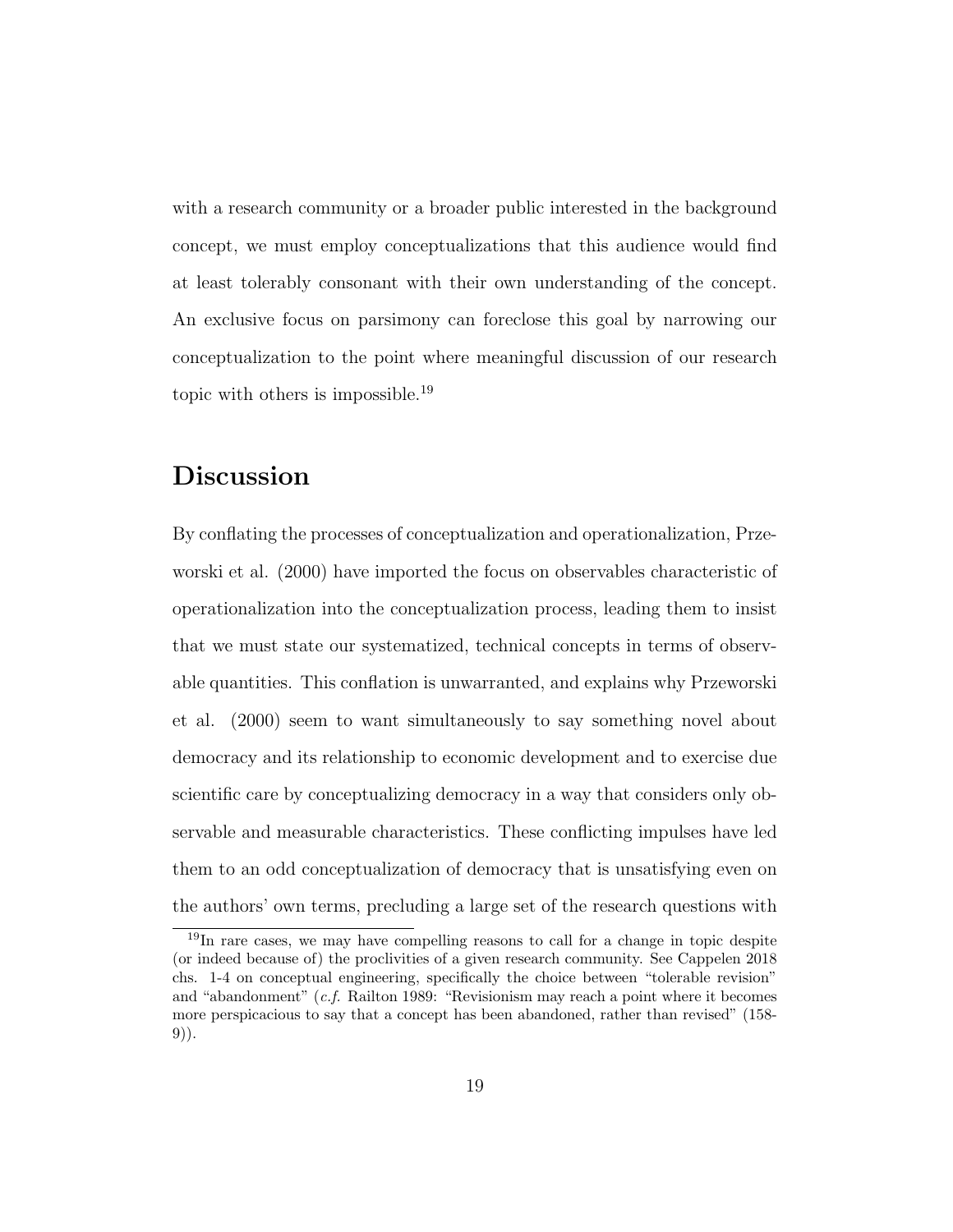with a research community or a broader public interested in the background concept, we must employ conceptualizations that this audience would find at least tolerably consonant with their own understanding of the concept. An exclusive focus on parsimony can foreclose this goal by narrowing our conceptualization to the point where meaningful discussion of our research topic with others is impossible.[19]

## Discussion

By conflating the processes of conceptualization and operationalization, Przeworski et al. (2000) have imported the focus on observables characteristic of operationalization into the conceptualization process, leading them to insist that we must state our systematized, technical concepts in terms of observable quantities. This conflation is unwarranted, and explains why Przeworski et al. (2000) seem to want simultaneously to say something novel about democracy and its relationship to economic development and to exercise due scientific care by conceptualizing democracy in a way that considers only observable and measurable characteristics. These conflicting impulses have led them to an odd conceptualization of democracy that is unsatisfying even on the authors' own terms, precluding a large set of the research questions with

[19]In rare cases, we may have compelling reasons to call for a change in topic despite (or indeed because of) the proclivities of a given research community. See Cappelen 2018 chs. 1-4 on conceptual engineering, specifically the choice between "tolerable revision" and "abandonment" (*c.f.* Railton 1989: "Revisionism may reach a point where it becomes more perspicacious to say that a concept has been abandoned, rather than revised" (158-9)).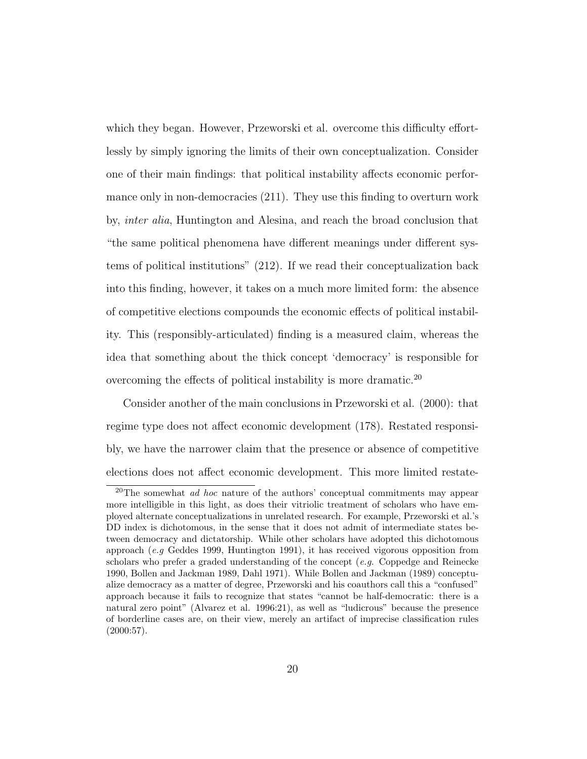which they began. However, Przeworski et al. overcome this difficulty effortlessly by simply ignoring the limits of their own conceptualization. Consider one of their main findings: that political instability affects economic performance only in non-democracies (211). They use this finding to overturn work by, *inter alia*, Huntington and Alesina, and reach the broad conclusion that "the same political phenomena have different meanings under different systems of political institutions" (212). If we read their conceptualization back into this finding, however, it takes on a much more limited form: the absence of competitive elections compounds the economic effects of political instability. This (responsibly-articulated) finding is a measured claim, whereas the idea that something about the thick concept 'democracy' is responsible for overcoming the effects of political instability is more dramatic.[20]

Consider another of the main conclusions in Przeworski et al. (2000): that regime type does not affect economic development (178). Restated responsibly, we have the narrower claim that the presence or absence of competitive elections does not affect economic development. This more limited restate-

[20]The somewhat *ad hoc* nature of the authors' conceptual commitments may appear more intelligible in this light, as does their vitriolic treatment of scholars who have employed alternate conceptualizations in unrelated research. For example, Przeworski et al.'s DD index is dichotomous, in the sense that it does not admit of intermediate states between democracy and dictatorship. While other scholars have adopted this dichotomous approach (*e.g* Geddes 1999, Huntington 1991), it has received vigorous opposition from scholars who prefer a graded understanding of the concept (*e.g.* Coppedge and Reinecke 1990, Bollen and Jackman 1989, Dahl 1971). While Bollen and Jackman (1989) conceptualize democracy as a matter of degree, Przeworski and his coauthors call this a "confused" approach because it fails to recognize that states "cannot be half-democratic: there is a natural zero point" (Alvarez et al. 1996:21), as well as "ludicrous" because the presence of borderline cases are, on their view, merely an artifact of imprecise classification rules (2000:57).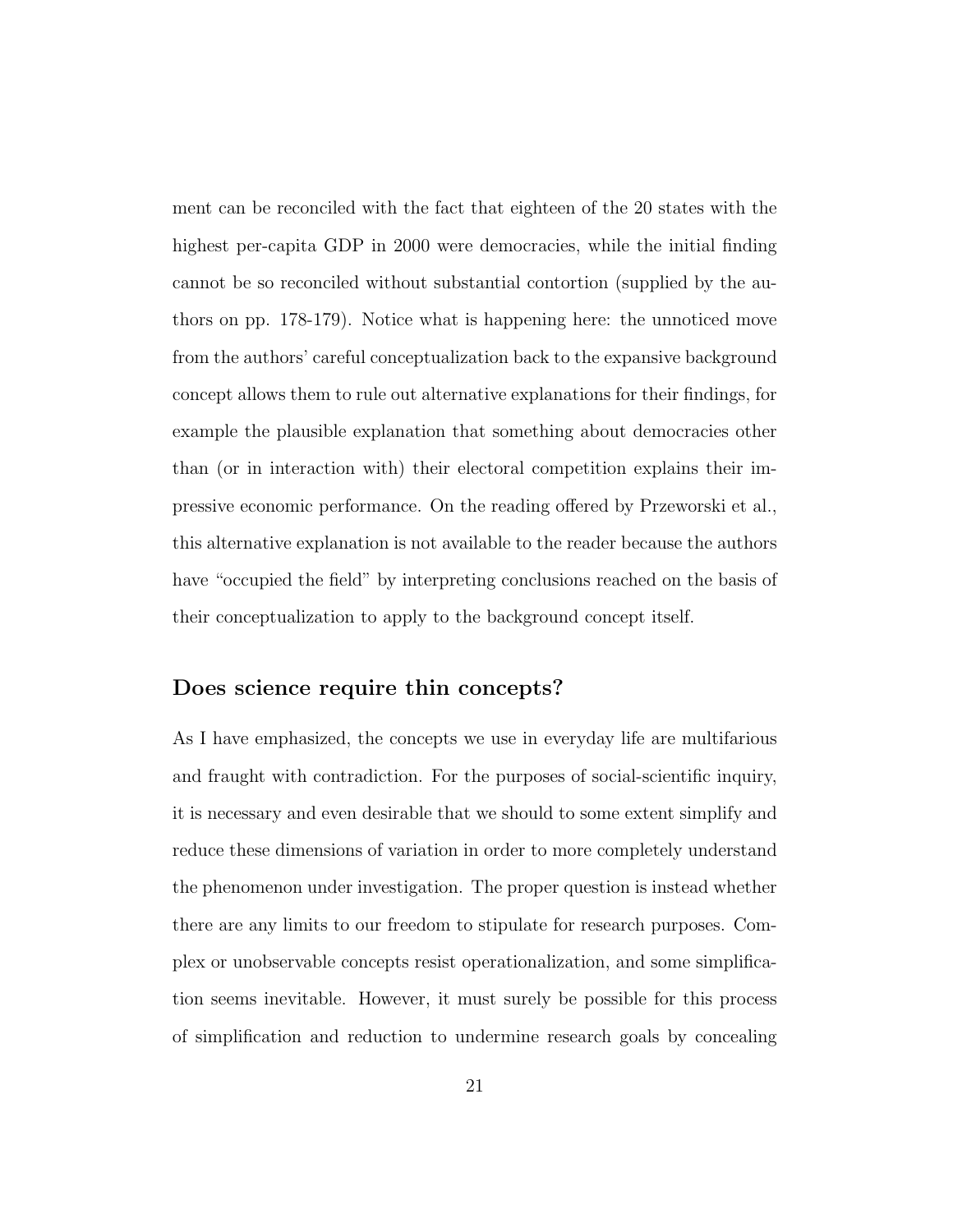ment can be reconciled with the fact that eighteen of the 20 states with the highest per-capita GDP in 2000 were democracies, while the initial finding cannot be so reconciled without substantial contortion (supplied by the authors on pp. 178-179). Notice what is happening here: the unnoticed move from the authors' careful conceptualization back to the expansive background concept allows them to rule out alternative explanations for their findings, for example the plausible explanation that something about democracies other than (or in interaction with) their electoral competition explains their impressive economic performance. On the reading offered by Przeworski et al., this alternative explanation is not available to the reader because the authors have "occupied the field" by interpreting conclusions reached on the basis of their conceptualization to apply to the background concept itself.

## Does science require thin concepts?

As I have emphasized, the concepts we use in everyday life are multifarious and fraught with contradiction. For the purposes of social-scientific inquiry, it is necessary and even desirable that we should to some extent simplify and reduce these dimensions of variation in order to more completely understand the phenomenon under investigation. The proper question is instead whether there are any limits to our freedom to stipulate for research purposes. Complex or unobservable concepts resist operationalization, and some simplification seems inevitable. However, it must surely be possible for this process of simplification and reduction to undermine research goals by concealing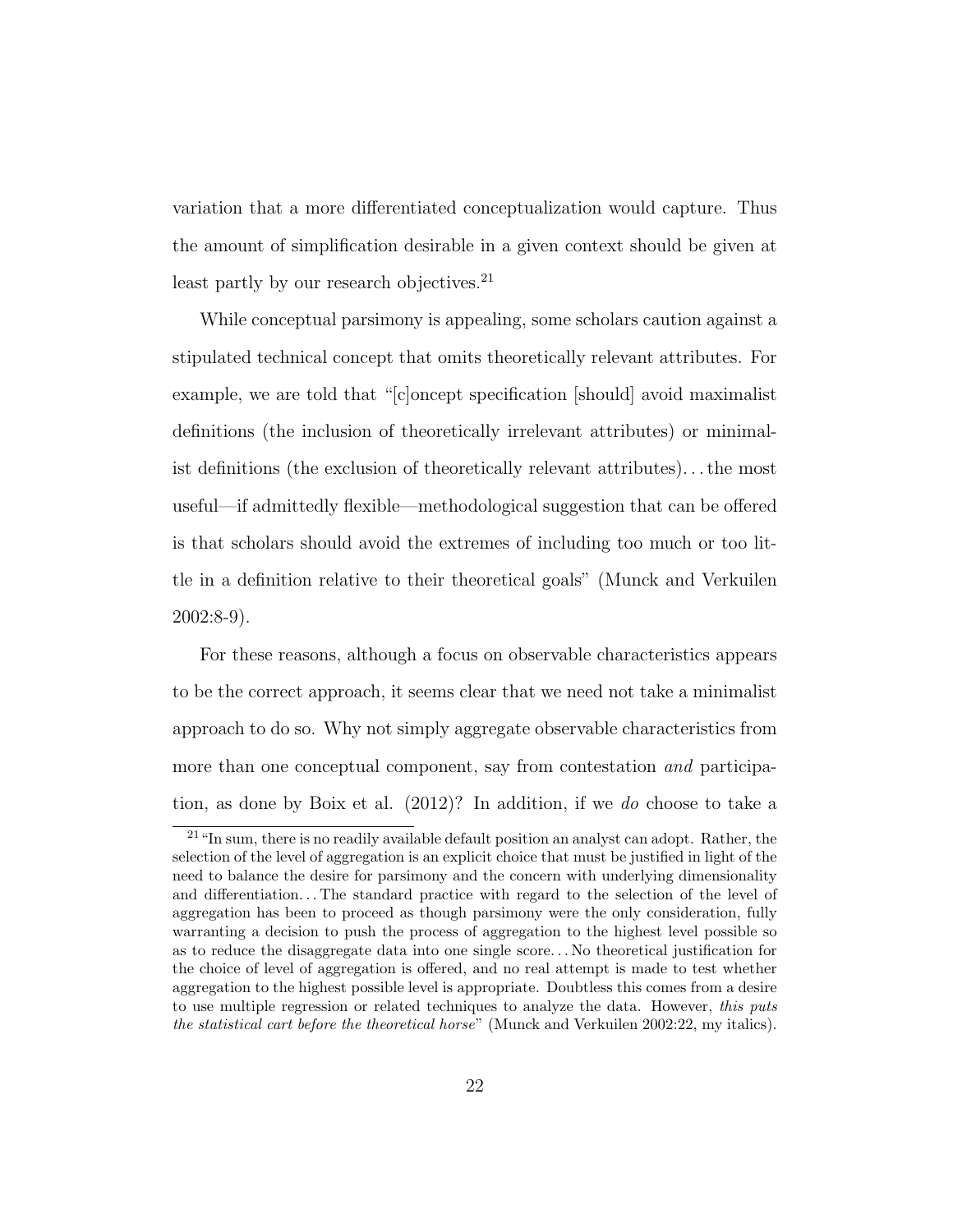variation that a more differentiated conceptualization would capture. Thus the amount of simplification desirable in a given context should be given at least partly by our research objectives.[21]

While conceptual parsimony is appealing, some scholars caution against a stipulated technical concept that omits theoretically relevant attributes. For example, we are told that "[c]oncept specification [should] avoid maximalist definitions (the inclusion of theoretically irrelevant attributes) or minimalist definitions (the exclusion of theoretically relevant attributes)... the most useful—if admittedly flexible—methodological suggestion that can be offered is that scholars should avoid the extremes of including too much or too little in a definition relative to their theoretical goals" (Munck and Verkuilen 2002:8-9).

For these reasons, although a focus on observable characteristics appears to be the correct approach, it seems clear that we need not take a minimalist approach to do so. Why not simply aggregate observable characteristics from more than one conceptual component, say from contestation *and* participation, as done by Boix et al. (2012)? In addition, if we *do* choose to take a

[21] "In sum, there is no readily available default position an analyst can adopt. Rather, the selection of the level of aggregation is an explicit choice that must be justified in light of the need to balance the desire for parsimony and the concern with underlying dimensionality and differentiation... The standard practice with regard to the selection of the level of aggregation has been to proceed as though parsimony were the only consideration, fully warranting a decision to push the process of aggregation to the highest level possible so as to reduce the disaggregate data into one single score... No theoretical justification for the choice of level of aggregation is offered, and no real attempt is made to test whether aggregation to the highest possible level is appropriate. Doubtless this comes from a desire to use multiple regression or related techniques to analyze the data. However, *this puts the statistical cart before the theoretical horse*" (Munck and Verkuilen 2002:22, my italics).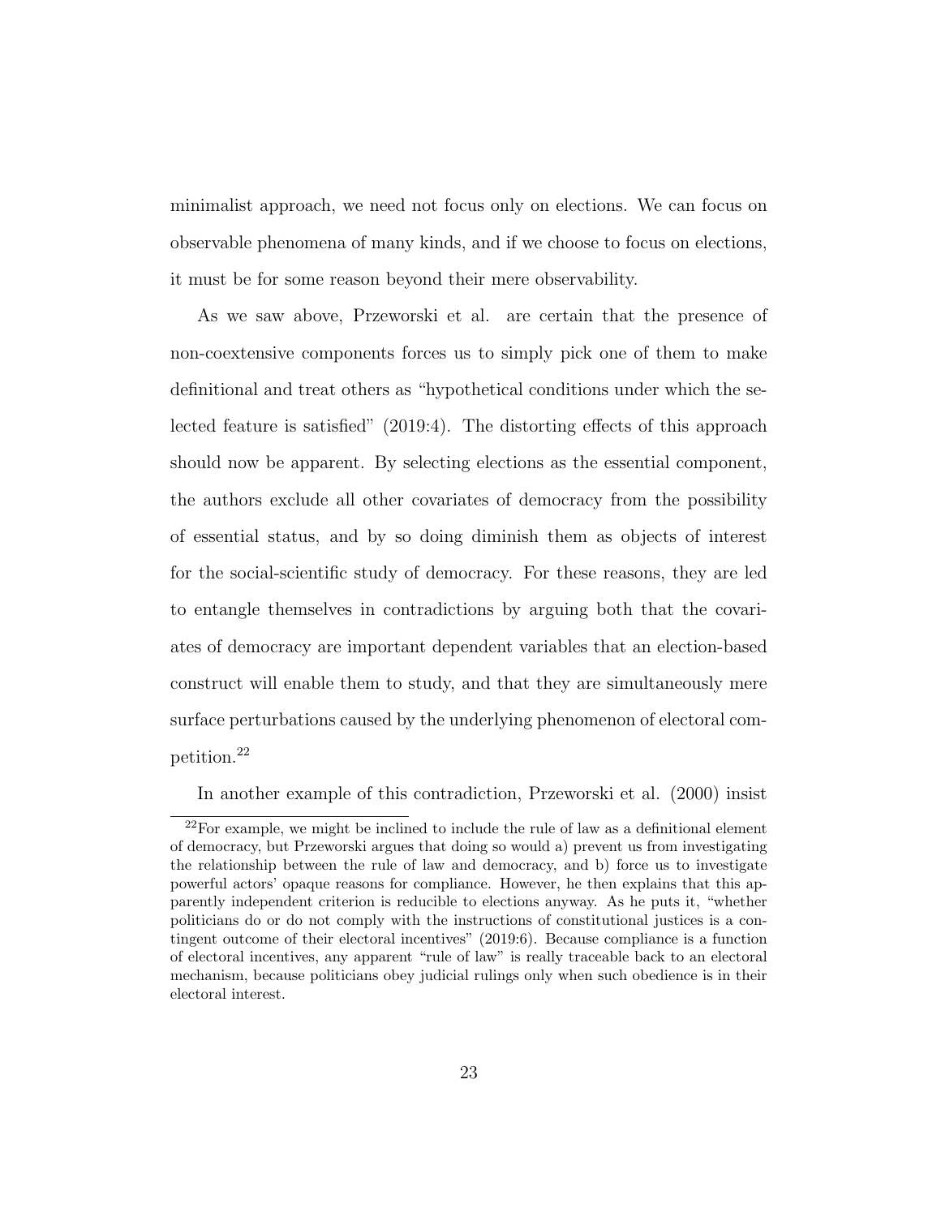minimalist approach, we need not focus only on elections. We can focus on observable phenomena of many kinds, and if we choose to focus on elections, it must be for some reason beyond their mere observability.

As we saw above, Przeworski et al. are certain that the presence of non-coextensive components forces us to simply pick one of them to make definitional and treat others as "hypothetical conditions under which the selected feature is satisfied" (2019:4). The distorting effects of this approach should now be apparent. By selecting elections as the essential component, the authors exclude all other covariates of democracy from the possibility of essential status, and by so doing diminish them as objects of interest for the social-scientific study of democracy. For these reasons, they are led to entangle themselves in contradictions by arguing both that the covariates of democracy are important dependent variables that an election-based construct will enable them to study, and that they are simultaneously mere surface perturbations caused by the underlying phenomenon of electoral competition.[22]

In another example of this contradiction, Przeworski et al. (2000) insist

[22]For example, we might be inclined to include the rule of law as a definitional element of democracy, but Przeworski argues that doing so would a) prevent us from investigating the relationship between the rule of law and democracy, and b) force us to investigate powerful actors' opaque reasons for compliance. However, he then explains that this apparently independent criterion is reducible to elections anyway. As he puts it, "whether politicians do or do not comply with the instructions of constitutional justices is a contingent outcome of their electoral incentives" (2019:6). Because compliance is a function of electoral incentives, any apparent "rule of law" is really traceable back to an electoral mechanism, because politicians obey judicial rulings only when such obedience is in their electoral interest.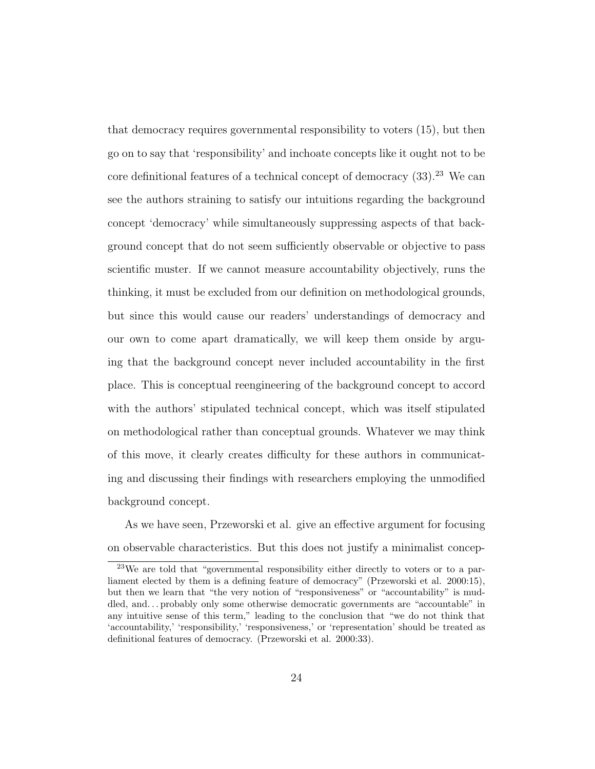that democracy requires governmental responsibility to voters (15), but then go on to say that 'responsibility' and inchoate concepts like it ought not to be core definitional features of a technical concept of democracy (33).[23] We can see the authors straining to satisfy our intuitions regarding the background concept 'democracy' while simultaneously suppressing aspects of that background concept that do not seem sufficiently observable or objective to pass scientific muster. If we cannot measure accountability objectively, runs the thinking, it must be excluded from our definition on methodological grounds, but since this would cause our readers' understandings of democracy and our own to come apart dramatically, we will keep them onside by arguing that the background concept never included accountability in the first place. This is conceptual reengineering of the background concept to accord with the authors' stipulated technical concept, which was itself stipulated on methodological rather than conceptual grounds. Whatever we may think of this move, it clearly creates difficulty for these authors in communicating and discussing their findings with researchers employing the unmodified background concept.

As we have seen, Przeworski et al. give an effective argument for focusing on observable characteristics. But this does not justify a minimalist concep-

[23] We are told that "governmental responsibility either directly to voters or to a parliament elected by them is a defining feature of democracy" (Przeworski et al. 2000:15), but then we learn that "the very notion of "responsiveness" or "accountability" is muddled, and... probably only some otherwise democratic governments are "accountable" in any intuitive sense of this term," leading to the conclusion that "we do not think that 'accountability,' 'responsibility,' 'responsiveness,' or 'representation' should be treated as definitional features of democracy. (Przeworski et al. 2000:33).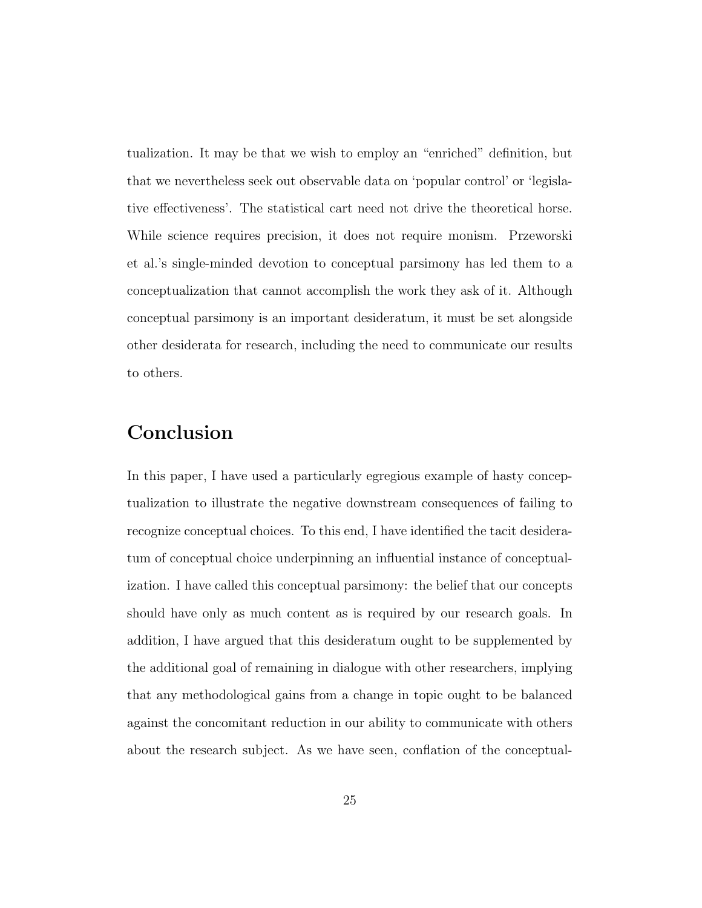tualization. It may be that we wish to employ an "enriched" definition, but that we nevertheless seek out observable data on 'popular control' or 'legislative effectiveness'. The statistical cart need not drive the theoretical horse. While science requires precision, it does not require monism. Przeworski et al.'s single-minded devotion to conceptual parsimony has led them to a conceptualization that cannot accomplish the work they ask of it. Although conceptual parsimony is an important desideratum, it must be set alongside other desiderata for research, including the need to communicate our results to others.

## Conclusion

In this paper, I have used a particularly egregious example of hasty conceptualization to illustrate the negative downstream consequences of failing to recognize conceptual choices. To this end, I have identified the tacit desideratum of conceptual choice underpinning an influential instance of conceptualization. I have called this conceptual parsimony: the belief that our concepts should have only as much content as is required by our research goals. In addition, I have argued that this desideratum ought to be supplemented by the additional goal of remaining in dialogue with other researchers, implying that any methodological gains from a change in topic ought to be balanced against the concomitant reduction in our ability to communicate with others about the research subject. As we have seen, conflation of the conceptual-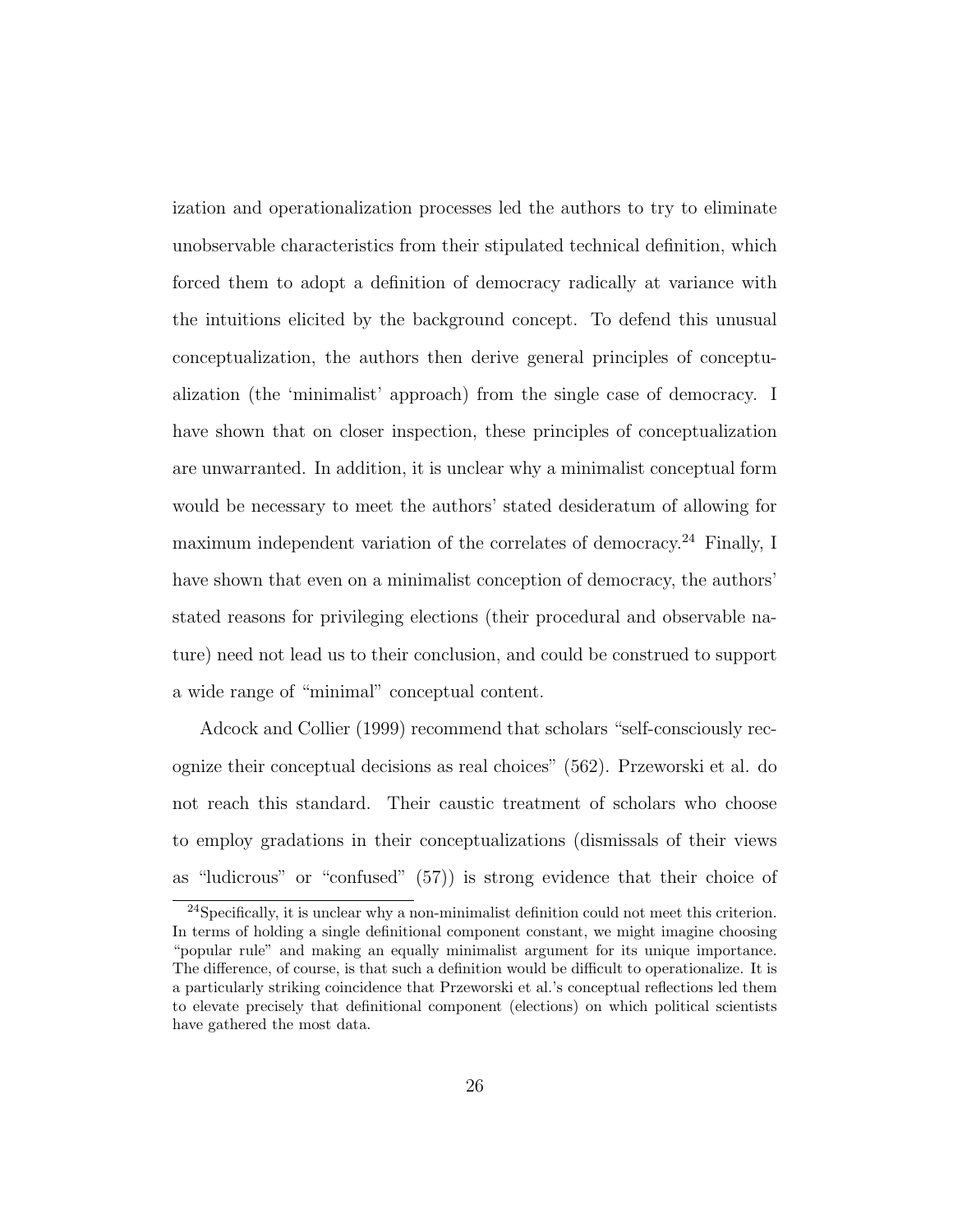ization and operationalization processes led the authors to try to eliminate unobservable characteristics from their stipulated technical definition, which forced them to adopt a definition of democracy radically at variance with the intuitions elicited by the background concept. To defend this unusual conceptualization, the authors then derive general principles of conceptualization (the 'minimalist' approach) from the single case of democracy. I have shown that on closer inspection, these principles of conceptualization are unwarranted. In addition, it is unclear why a minimalist conceptual form would be necessary to meet the authors' stated desideratum of allowing for maximum independent variation of the correlates of democracy.[24] Finally, I have shown that even on a minimalist conception of democracy, the authors' stated reasons for privileging elections (their procedural and observable nature) need not lead us to their conclusion, and could be construed to support a wide range of "minimal" conceptual content.

Adcock and Collier (1999) recommend that scholars "self-consciously recognize their conceptual decisions as real choices" (562). Przeworski et al. do not reach this standard. Their caustic treatment of scholars who choose to employ gradations in their conceptualizations (dismissals of their views as "ludicrous" or "confused" (57)) is strong evidence that their choice of

[24] Specifically, it is unclear why a non-minimalist definition could not meet this criterion. In terms of holding a single definitional component constant, we might imagine choosing "popular rule" and making an equally minimalist argument for its unique importance. The difference, of course, is that such a definition would be difficult to operationalize. It is a particularly striking coincidence that Przeworski et al.'s conceptual reflections led them to elevate precisely that definitional component (elections) on which political scientists have gathered the most data.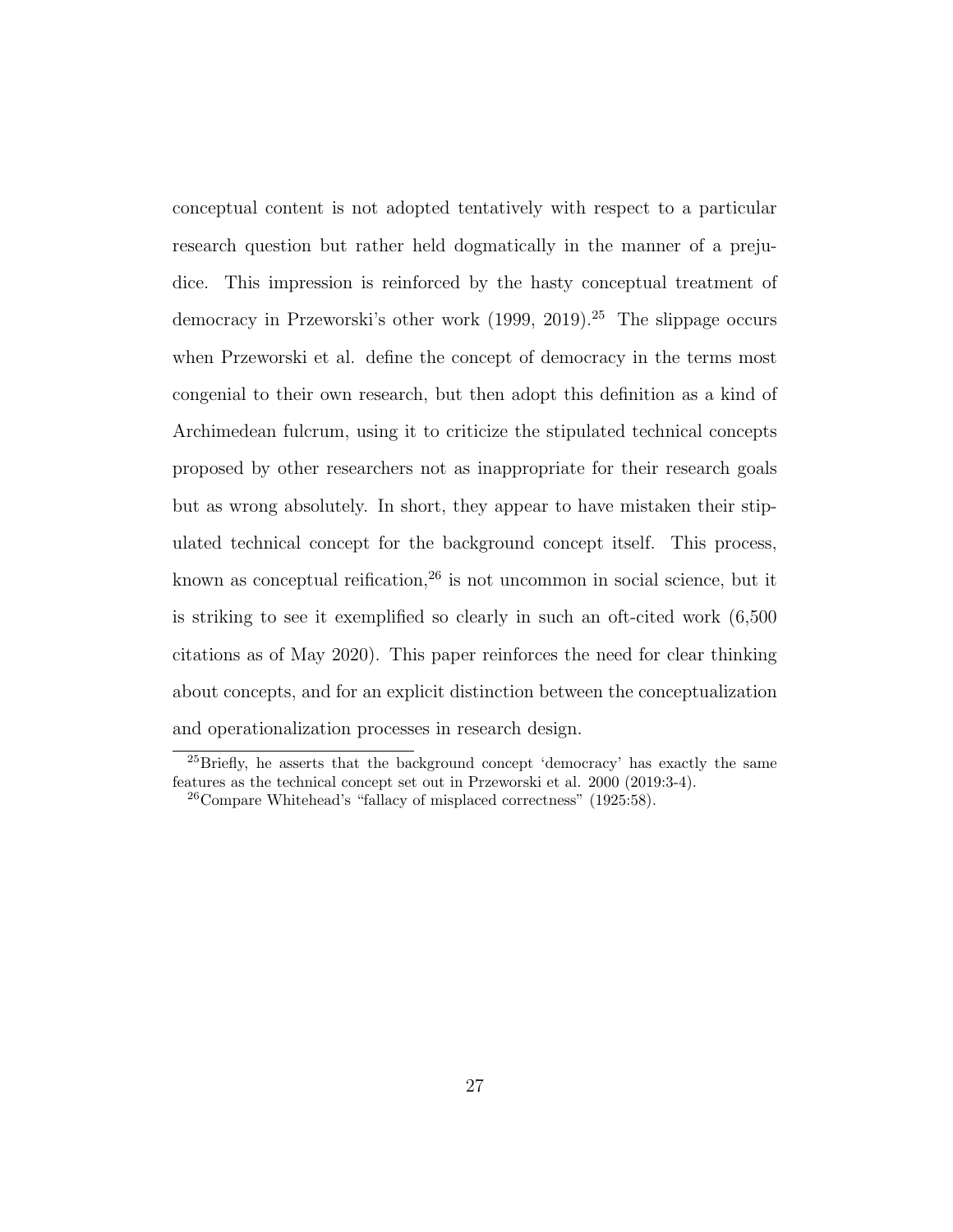conceptual content is not adopted tentatively with respect to a particular research question but rather held dogmatically in the manner of a prejudice. This impression is reinforced by the hasty conceptual treatment of democracy in Przeworski's other work (1999, 2019).[25] The slippage occurs when Przeworski et al. define the concept of democracy in the terms most congenial to their own research, but then adopt this definition as a kind of Archimedean fulcrum, using it to criticize the stipulated technical concepts proposed by other researchers not as inappropriate for their research goals but as wrong absolutely. In short, they appear to have mistaken their stipulated technical concept for the background concept itself. This process, known as conceptual reification,[26] is not uncommon in social science, but it is striking to see it exemplified so clearly in such an oft-cited work (6,500 citations as of May 2020). This paper reinforces the need for clear thinking about concepts, and for an explicit distinction between the conceptualization and operationalization processes in research design.

[25] Briefly, he asserts that the background concept 'democracy' has exactly the same features as the technical concept set out in Przeworski et al. 2000 (2019:3-4).

[26] Compare Whitehead's "fallacy of misplaced correctness" (1925:58).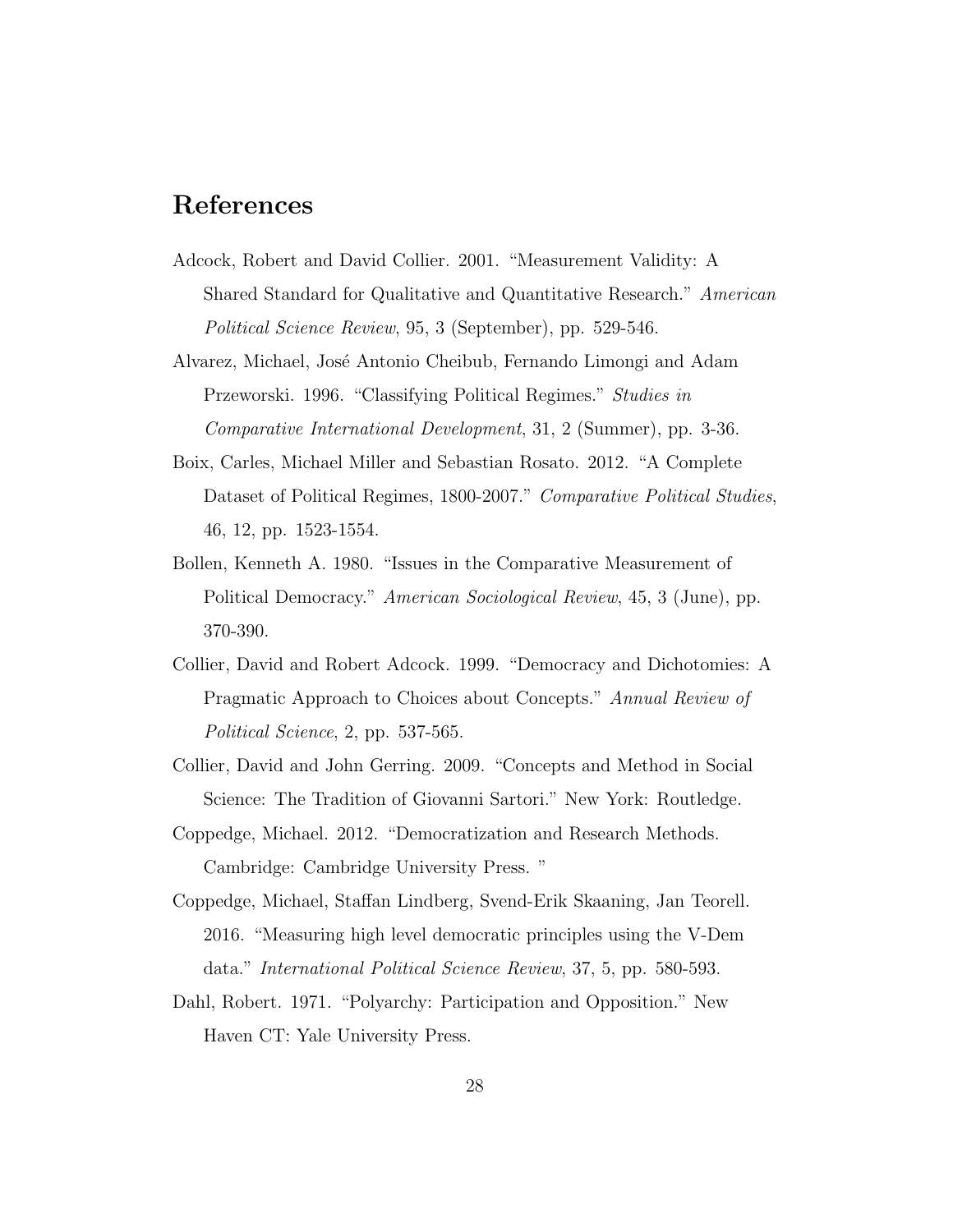# References

Adcock, Robert and David Collier. 2001. "Measurement Validity: A Shared Standard for Qualitative and Quantitative Research." *American Political Science Review*, 95, 3 (September), pp. 529-546.

Alvarez, Michael, José Antonio Cheibub, Fernando Limongi and Adam Przeworski. 1996. "Classifying Political Regimes." *Studies in Comparative International Development*, 31, 2 (Summer), pp. 3-36.

Boix, Carles, Michael Miller and Sebastian Rosato. 2012. "A Complete Dataset of Political Regimes, 1800-2007." *Comparative Political Studies*, 46, 12, pp. 1523-1554.

Bollen, Kenneth A. 1980. "Issues in the Comparative Measurement of Political Democracy." *American Sociological Review*, 45, 3 (June), pp. 370-390.

Collier, David and Robert Adcock. 1999. "Democracy and Dichotomies: A Pragmatic Approach to Choices about Concepts." *Annual Review of Political Science*, 2, pp. 537-565.

Collier, David and John Gerring. 2009. "Concepts and Method in Social Science: The Tradition of Giovanni Sartori." New York: Routledge.

Coppedge, Michael. 2012. "Democratization and Research Methods. Cambridge: Cambridge University Press. "

Coppedge, Michael, Staffan Lindberg, Svend-Erik Skaaning, Jan Teorell. 2016. "Measuring high level democratic principles using the V-Dem data." *International Political Science Review*, 37, 5, pp. 580-593.

Dahl, Robert. 1971. "Polyarchy: Participation and Opposition." New Haven CT: Yale University Press.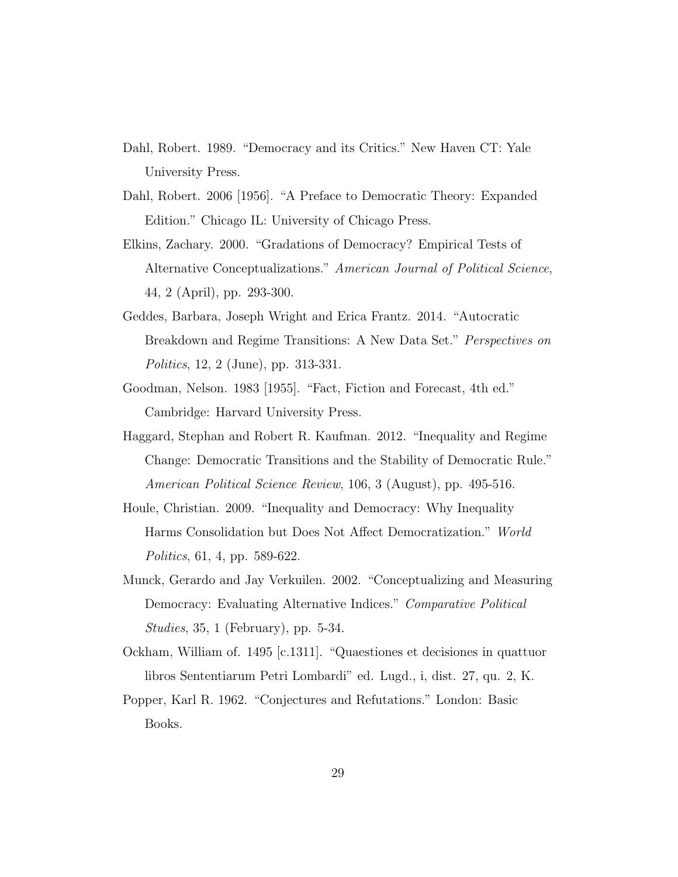Dahl, Robert. 1989. "Democracy and its Critics." New Haven CT: Yale University Press.

Dahl, Robert. 2006 [1956]. "A Preface to Democratic Theory: Expanded Edition." Chicago IL: University of Chicago Press.

Elkins, Zachary. 2000. "Gradations of Democracy? Empirical Tests of Alternative Conceptualizations." *American Journal of Political Science*, 44, 2 (April), pp. 293-300.

Geddes, Barbara, Joseph Wright and Erica Frantz. 2014. "Autocratic Breakdown and Regime Transitions: A New Data Set." *Perspectives on Politics*, 12, 2 (June), pp. 313-331.

Goodman, Nelson. 1983 [1955]. "Fact, Fiction and Forecast, 4th ed." Cambridge: Harvard University Press.

Haggard, Stephan and Robert R. Kaufman. 2012. "Inequality and Regime Change: Democratic Transitions and the Stability of Democratic Rule." *American Political Science Review*, 106, 3 (August), pp. 495-516.

Houle, Christian. 2009. "Inequality and Democracy: Why Inequality Harms Consolidation but Does Not Affect Democratization." *World Politics*, 61, 4, pp. 589-622.

Munck, Gerardo and Jay Verkuilen. 2002. "Conceptualizing and Measuring Democracy: Evaluating Alternative Indices." *Comparative Political Studies*, 35, 1 (February), pp. 5-34.

Ockham, William of. 1495 [c.1311]. "Quaestiones et decisiones in quattuor libros Sententiarum Petri Lombardi" ed. Lugd., i, dist. 27, qu. 2, K.

Popper, Karl R. 1962. "Conjectures and Refutations." London: Basic Books.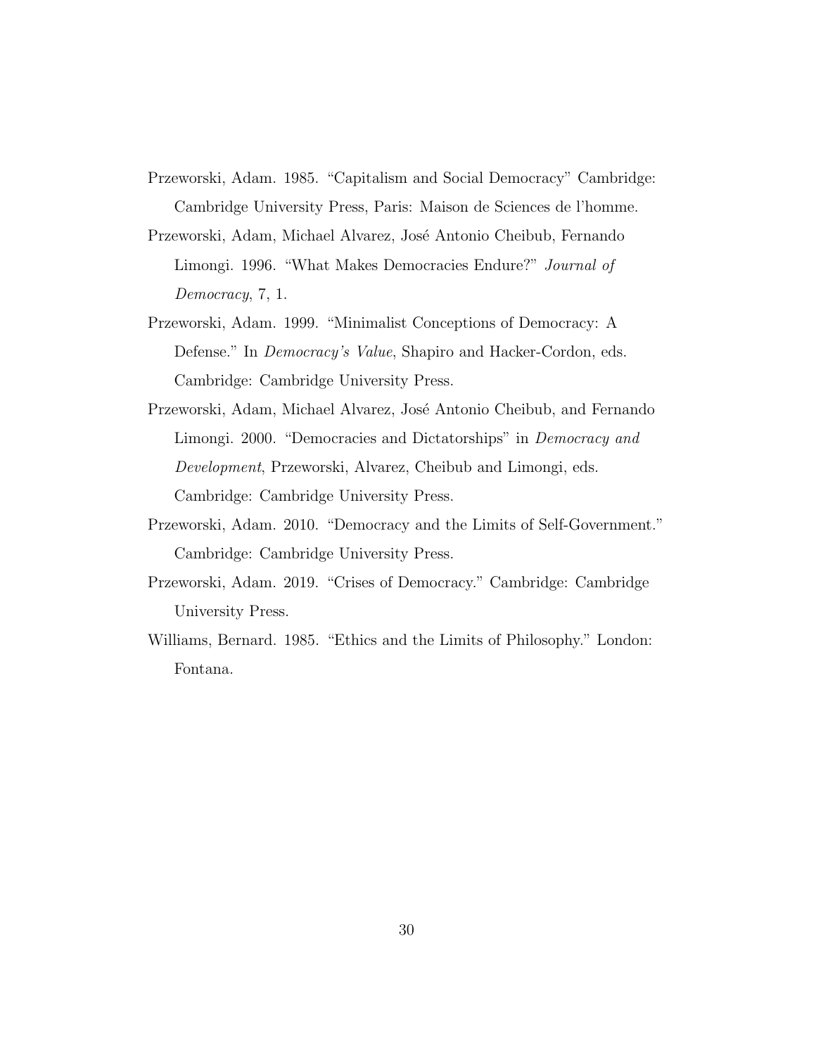Przeworski, Adam. 1985. “Capitalism and Social Democracy” Cambridge: Cambridge University Press, Paris: Maison de Sciences de l’homme.

Przeworski, Adam, Michael Alvarez, José Antonio Cheibub, Fernando Limongi. 1996. “What Makes Democracies Endure?” *Journal of Democracy*, 7, 1.

Przeworski, Adam. 1999. “Minimalist Conceptions of Democracy: A Defense.” In *Democracy’s Value*, Shapiro and Hacker-Cordon, eds. Cambridge: Cambridge University Press.

Przeworski, Adam, Michael Alvarez, José Antonio Cheibub, and Fernando Limongi. 2000. “Democracies and Dictatorships” in *Democracy and Development*, Przeworski, Alvarez, Cheibub and Limongi, eds. Cambridge: Cambridge University Press.

Przeworski, Adam. 2010. “Democracy and the Limits of Self-Government.” Cambridge: Cambridge University Press.

Przeworski, Adam. 2019. “Crises of Democracy.” Cambridge: Cambridge University Press.

Williams, Bernard. 1985. “Ethics and the Limits of Philosophy.” London: Fontana.